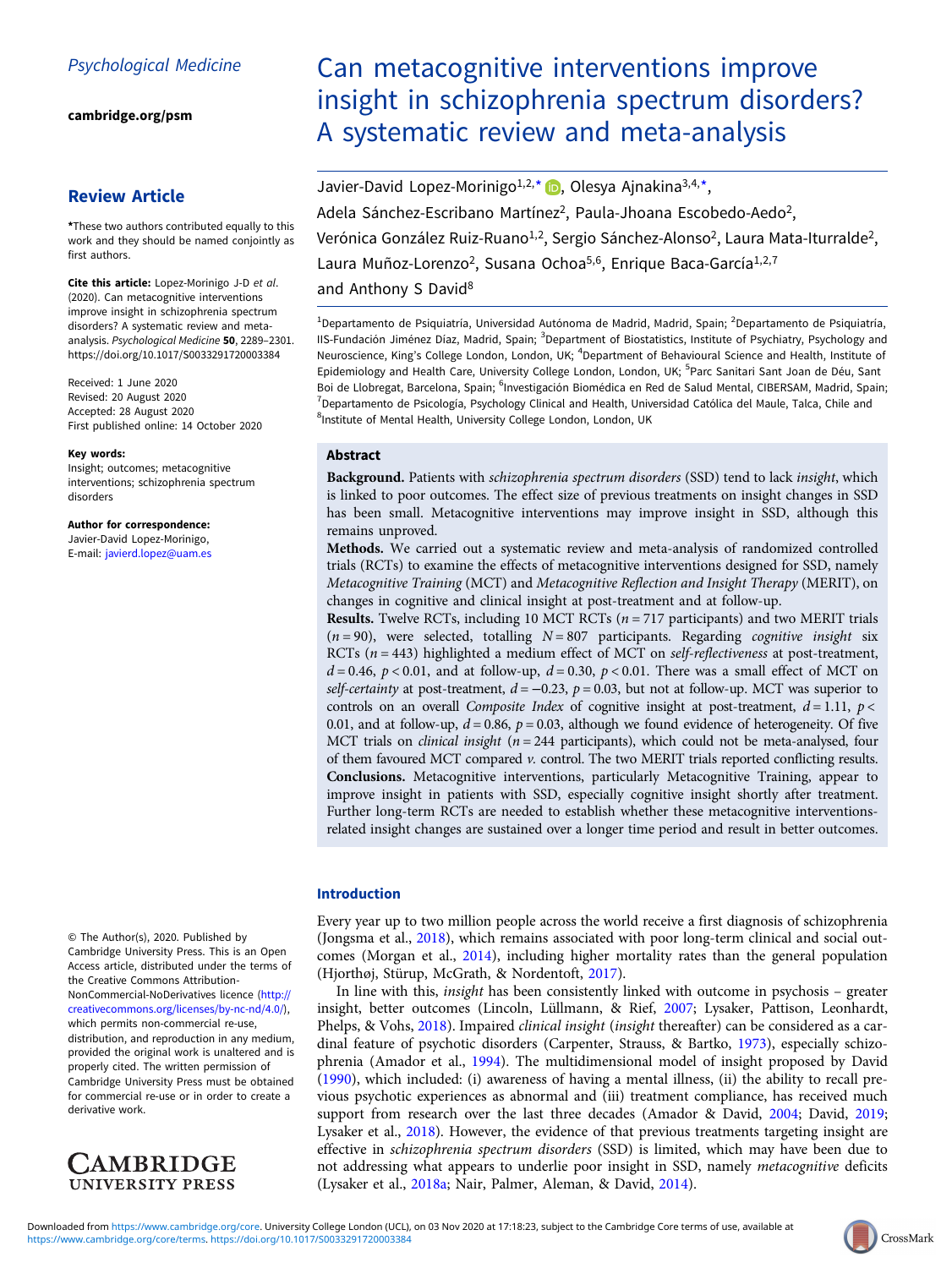Psychological Medicine

cambridge.org/psm

## Review Article

*These two authors contributed equally to this work and they should be named conjointly as first authors.

**Cite this article:** Lopez-Morinigo J-D *et al.* (2020). Can metacognitive interventions improve insight in schizophrenia spectrum disorders? A systematic review and meta-analysis. *Psychological Medicine* **50**, 2289–2301. https://doi.org/10.1017/S0033291720003384

Received: 1 June 2020
Revised: 20 August 2020
Accepted: 28 August 2020
First published online: 14 October 2020

**Key words:**
Insight; outcomes; metacognitive interventions; schizophrenia spectrum disorders

**Author for correspondence:**
Javier-David Lopez-Morinigo,
E-mail: javierd.lopez@uam.es

© The Author(s), 2020. Published by Cambridge University Press. This is an Open Access article, distributed under the terms of the Creative Commons Attribution-NonCommercial-NoDerivatives licence (http://creativecommons.org/licenses/by-nc-nd/4.0/), which permits non-commercial re-use, distribution, and reproduction in any medium, provided the original work is unaltered and is properly cited. The written permission of Cambridge University Press must be obtained for commercial re-use or in order to create a derivative work.

# Can metacognitive interventions improve insight in schizophrenia spectrum disorders? A systematic review and meta-analysis

Javier-David Lopez-Morinigo[1,2,*], Olesya Ajnakina[3,4,*], Adela Sánchez-Escribano Martínez[2], Paula-Jhoana Escobedo-Aedo[2], Verónica González Ruiz-Ruano[1,2], Sergio Sánchez-Alonso[2], Laura Mata-Iturralde[2], Laura Muñoz-Lorenzo[2], Susana Ochoa[5,6], Enrique Baca-García[1,2,7] and Anthony S David[8]

[1]Departamento de Psiquiatría, Universidad Autónoma de Madrid, Madrid, Spain; [2]Departamento de Psiquiatría, IIS-Fundación Jiménez Díaz, Madrid, Spain; [3]Department of Biostatistics, Institute of Psychiatry, Psychology and Neuroscience, King's College London, London, UK; [4]Department of Behavioural Science and Health, Institute of Epidemiology and Health Care, University College London, London, UK; [5]Parc Sanitari Sant Joan de Déu, Sant Boi de Llobregat, Barcelona, Spain; [6]Investigación Biomédica en Red de Salud Mental, CIBERSAM, Madrid, Spain; [7]Departamento de Psicología, Psychology Clinical and Health, Universidad Católica del Maule, Talca, Chile and [8]Institute of Mental Health, University College London, London, UK

## Abstract

**Background.** Patients with *schizophrenia spectrum disorders* (SSD) tend to lack *insight*, which is linked to poor outcomes. The effect size of previous treatments on insight changes in SSD has been small. Metacognitive interventions may improve insight in SSD, although this remains unproved.

**Methods.** We carried out a systematic review and meta-analysis of randomized controlled trials (RCTs) to examine the effects of metacognitive interventions designed for SSD, namely *Metacognitive Training* (MCT) and *Metacognitive Reflection and Insight Therapy* (MERIT), on changes in cognitive and clinical insight at post-treatment and at follow-up.

**Results.** Twelve RCTs, including 10 MCT RCTs ($n = 717$ participants) and two MERIT trials ($n = 90$), were selected, totalling $N = 807$ participants. Regarding *cognitive insight* six RCTs ($n = 443$) highlighted a medium effect of MCT on *self-reflectiveness* at post-treatment, $d = 0.46$, $p < 0.01$, and at follow-up, $d = 0.30$, $p < 0.01$. There was a small effect of MCT on *self-certainty* at post-treatment, $d = -0.23$, $p = 0.03$, but not at follow-up. MCT was superior to controls on an overall *Composite Index* of cognitive insight at post-treatment, $d = 1.11$, $p < 0.01$, and at follow-up, $d = 0.86$, $p = 0.03$, although we found evidence of heterogeneity. Of five MCT trials on *clinical insight* ($n = 244$ participants), which could not be meta-analysed, four of them favoured MCT compared *v.* control. The two MERIT trials reported conflicting results.

**Conclusions.** Metacognitive interventions, particularly Metacognitive Training, appear to improve insight in patients with SSD, especially cognitive insight shortly after treatment. Further long-term RCTs are needed to establish whether these metacognitive interventions-related insight changes are sustained over a longer time period and result in better outcomes.

## Introduction

Every year up to two million people across the world receive a first diagnosis of schizophrenia (Jongsma et al., 2018), which remains associated with poor long-term clinical and social outcomes (Morgan et al., 2014), including higher mortality rates than the general population (Hjorthøj, Stürup, McGrath, & Nordentoft, 2017).

In line with this, *insight* has been consistently linked with outcome in psychosis – greater insight, better outcomes (Lincoln, Lüllmann, & Rief, 2007; Lysaker, Pattison, Leonhardt, Phelps, & Vohs, 2018). Impaired *clinical insight* (*insight* thereafter) can be considered as a cardinal feature of psychotic disorders (Carpenter, Strauss, & Bartko, 1973), especially schizophrenia (Amador et al., 1994). The multidimensional model of insight proposed by David (1990), which included: (i) awareness of having a mental illness, (ii) the ability to recall previous psychotic experiences as abnormal and (iii) treatment compliance, has received much support from research over the last three decades (Amador & David, 2004; David, 2019; Lysaker et al., 2018). However, the evidence of that previous treatments targeting insight are effective in *schizophrenia spectrum disorders* (SSD) is limited, which may have been due to not addressing what appears to underlie poor insight in SSD, namely *metacognitive* deficits (Lysaker et al., 2018a; Nair, Palmer, Aleman, & David, 2014).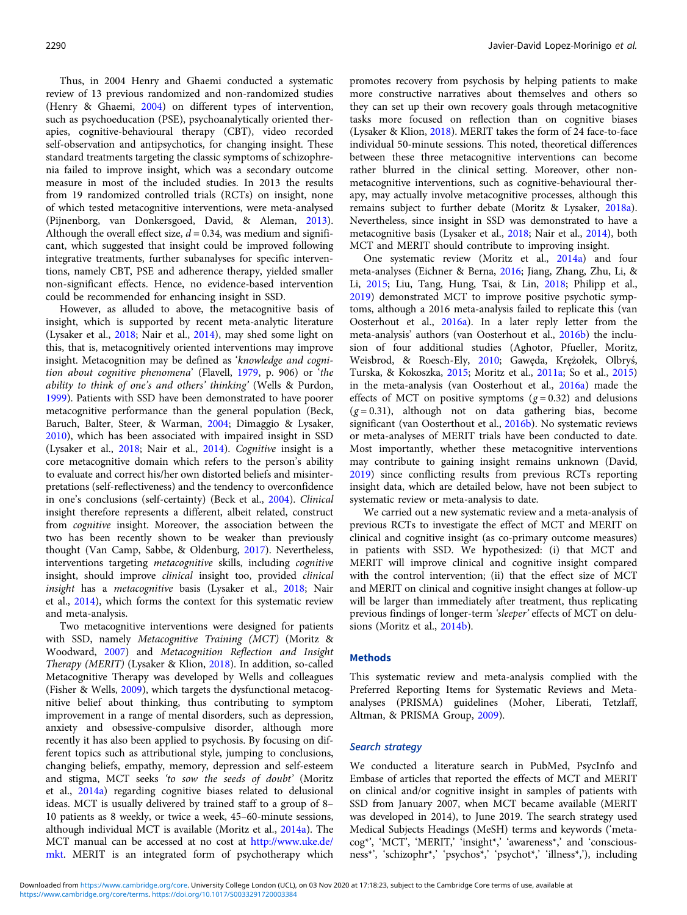Thus, in 2004 Henry and Ghaemi conducted a systematic review of 13 previous randomized and non-randomized studies (Henry & Ghaemi, 2004) on different types of intervention, such as psychoeducation (PSE), psychoanalytically oriented therapies, cognitive-behavioural therapy (CBT), video recorded self-observation and antipsychotics, for changing insight. These standard treatments targeting the classic symptoms of schizophrenia failed to improve insight, which was a secondary outcome measure in most of the included studies. In 2013 the results from 19 randomized controlled trials (RCTs) on insight, none of which tested metacognitive interventions, were meta-analysed (Pijnenborg, van Donkersgoed, David, & Aleman, 2013). Although the overall effect size, $d = 0.34$, was medium and significant, which suggested that insight could be improved following integrative treatments, further subanalyses for specific interventions, namely CBT, PSE and adherence therapy, yielded smaller non-significant effects. Hence, no evidence-based intervention could be recommended for enhancing insight in SSD.

However, as alluded to above, the metacognitive basis of insight, which is supported by recent meta-analytic literature (Lysaker et al., 2018; Nair et al., 2014), may shed some light on this, that is, metacognitively oriented interventions may improve insight. Metacognition may be defined as '*knowledge and cognition about cognitive phenomena*' (Flavell, 1979, p. 906) or '*the ability to think of one's and others' thinking*' (Wells & Purdon, 1999). Patients with SSD have been demonstrated to have poorer metacognitive performance than the general population (Beck, Baruch, Balter, Steer, & Warman, 2004; Dimaggio & Lysaker, 2010), which has been associated with impaired insight in SSD (Lysaker et al., 2018; Nair et al., 2014). *Cognitive* insight is a core metacognitive domain which refers to the person's ability to evaluate and correct his/her own distorted beliefs and misinterpretations (self-reflectiveness) and the tendency to overconfidence in one's conclusions (self-certainty) (Beck et al., 2004). *Clinical* insight therefore represents a different, albeit related, construct from *cognitive* insight. Moreover, the association between the two has been recently shown to be weaker than previously thought (Van Camp, Sabbe, & Oldenburg, 2017). Nevertheless, interventions targeting *metacognitive* skills, including *cognitive* insight, should improve *clinical* insight too, provided *clinical insight* has a *metacognitive* basis (Lysaker et al., 2018; Nair et al., 2014), which forms the context for this systematic review and meta-analysis.

Two metacognitive interventions were designed for patients with SSD, namely *Metacognitive Training (MCT)* (Moritz & Woodward, 2007) and *Metacognition Reflection and Insight Therapy (MERIT)* (Lysaker & Klion, 2018). In addition, so-called Metacognitive Therapy was developed by Wells and colleagues (Fisher & Wells, 2009), which targets the dysfunctional metacognitive belief about thinking, thus contributing to symptom improvement in a range of mental disorders, such as depression, anxiety and obsessive-compulsive disorder, although more recently it has also been applied to psychosis. By focusing on different topics such as attributional style, jumping to conclusions, changing beliefs, empathy, memory, depression and self-esteem and stigma, MCT seeks *'to sow the seeds of doubt'* (Moritz et al., 2014a) regarding cognitive biases related to delusional ideas. MCT is usually delivered by trained staff to a group of 8–10 patients as 8 weekly, or twice a week, 45–60-minute sessions, although individual MCT is available (Moritz et al., 2014a). The MCT manual can be accessed at no cost at http://www.uke.de/mkt. MERIT is an integrated form of psychotherapy which promotes recovery from psychosis by helping patients to make more constructive narratives about themselves and others so they can set up their own recovery goals through metacognitive tasks more focused on reflection than on cognitive biases (Lysaker & Klion, 2018). MERIT takes the form of 24 face-to-face individual 50-minute sessions. This noted, theoretical differences between these three metacognitive interventions can become rather blurred in the clinical setting. Moreover, other non-metacognitive interventions, such as cognitive-behavioural therapy, may actually involve metacognitive processes, although this remains subject to further debate (Moritz & Lysaker, 2018a). Nevertheless, since insight in SSD was demonstrated to have a metacognitive basis (Lysaker et al., 2018; Nair et al., 2014), both MCT and MERIT should contribute to improving insight.

One systematic review (Moritz et al., 2014a) and four meta-analyses (Eichner & Berna, 2016; Jiang, Zhang, Zhu, Li, & Li, 2015; Liu, Tang, Hung, Tsai, & Lin, 2018; Philipp et al., 2019) demonstrated MCT to improve positive psychotic symptoms, although a 2016 meta-analysis failed to replicate this (van Oosterhout et al., 2016a). In a later reply letter from the meta-analysis' authors (van Oosterhout et al., 2016b) the inclusion of four additional studies (Aghotor, Pfueller, Moritz, Weisbrod, & Roesch-Ely, 2010; Gawęda, Krężołek, Olbryś, Turska, & Kokoszka, 2015; Moritz et al., 2011a; So et al., 2015) in the meta-analysis (van Oosterhout et al., 2016a) made the effects of MCT on positive symptoms ($g = 0.32$) and delusions ($g = 0.31$), although not on data gathering bias, become significant (van Oosterthout et al., 2016b). No systematic reviews or meta-analyses of MERIT trials have been conducted to date. Most importantly, whether these metacognitive interventions may contribute to gaining insight remains unknown (David, 2019) since conflicting results from previous RCTs reporting insight data, which are detailed below, have not been subject to systematic review or meta-analysis to date.

We carried out a new systematic review and a meta-analysis of previous RCTs to investigate the effect of MCT and MERIT on clinical and cognitive insight (as co-primary outcome measures) in patients with SSD. We hypothesized: (i) that MCT and MERIT will improve clinical and cognitive insight compared with the control intervention; (ii) that the effect size of MCT and MERIT on clinical and cognitive insight changes at follow-up will be larger than immediately after treatment, thus replicating previous findings of longer-term *'sleeper'* effects of MCT on delusions (Moritz et al., 2014b).

## Methods

This systematic review and meta-analysis complied with the Preferred Reporting Items for Systematic Reviews and Meta-analyses (PRISMA) guidelines (Moher, Liberati, Tetzlaff, Altman, & PRISMA Group, 2009).

### *Search strategy*

We conducted a literature search in PubMed, PsycInfo and Embase of articles that reported the effects of MCT and MERIT on clinical and/or cognitive insight in samples of patients with SSD from January 2007, when MCT became available (MERIT was developed in 2014), to June 2019. The search strategy used Medical Subjects Headings (MeSH) terms and keywords ('metacog*', 'MCT', 'MERIT,' 'insight*,' 'awareness*,' and 'consciousness*', 'schizophr*,' 'psychos*,' 'psychot*,' 'illness*,'), including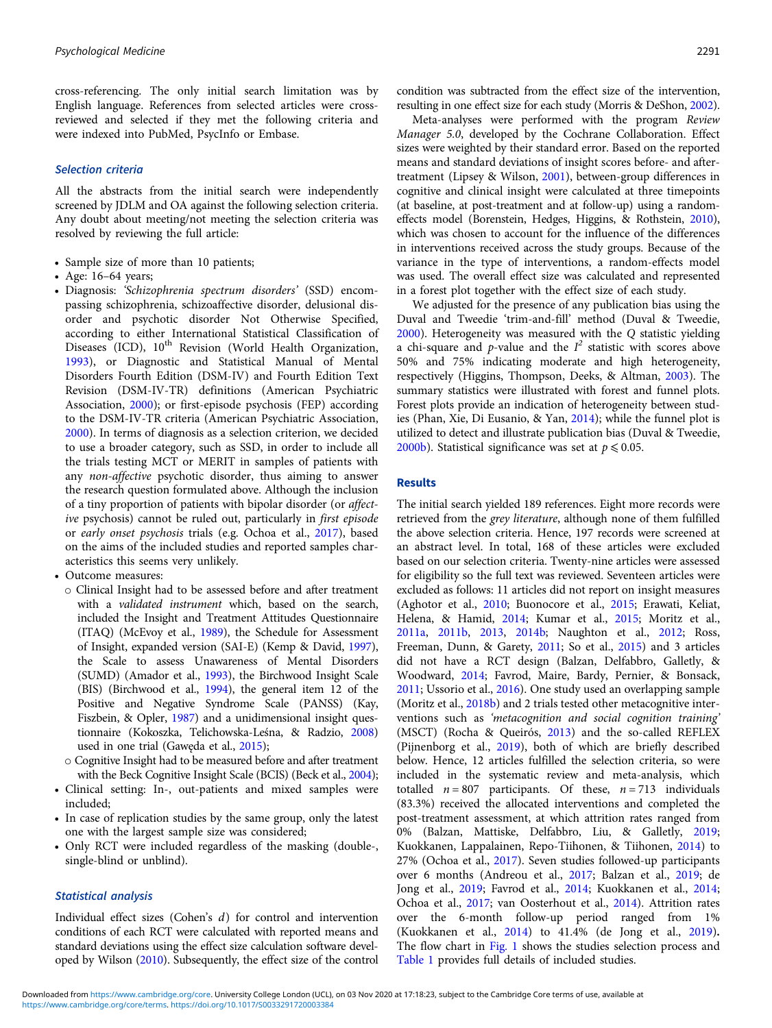cross-referencing. The only initial search limitation was by English language. References from selected articles were cross-reviewed and selected if they met the following criteria and were indexed into PubMed, PsycInfo or Embase.

### Selection criteria

All the abstracts from the initial search were independently screened by JDLM and OA against the following selection criteria. Any doubt about meeting/not meeting the selection criteria was resolved by reviewing the full article:

- Sample size of more than 10 patients;
- Age: 16–64 years;
- Diagnosis: *'Schizophrenia spectrum disorders'* (SSD) encompassing schizophrenia, schizoaffective disorder, delusional disorder and psychotic disorder Not Otherwise Specified, according to either International Statistical Classification of Diseases (ICD), 10th Revision (World Health Organization, 1993), or Diagnostic and Statistical Manual of Mental Disorders Fourth Edition (DSM-IV) and Fourth Edition Text Revision (DSM-IV-TR) definitions (American Psychiatric Association, 2000); or first-episode psychosis (FEP) according to the DSM-IV-TR criteria (American Psychiatric Association, 2000). In terms of diagnosis as a selection criterion, we decided to use a broader category, such as SSD, in order to include all the trials testing MCT or MERIT in samples of patients with any *non-affective* psychotic disorder, thus aiming to answer the research question formulated above. Although the inclusion of a tiny proportion of patients with bipolar disorder (or *affective* psychosis) cannot be ruled out, particularly in *first episode* or *early onset psychosis* trials (e.g. Ochoa et al., 2017), based on the aims of the included studies and reported samples characteristics this seems very unlikely.
- Outcome measures:
  - Clinical Insight had to be assessed before and after treatment with a *validated instrument* which, based on the search, included the Insight and Treatment Attitudes Questionnaire (ITAQ) (McEvoy et al., 1989), the Schedule for Assessment of Insight, expanded version (SAI-E) (Kemp & David, 1997), the Scale to assess Unawareness of Mental Disorders (SUMD) (Amador et al., 1993), the Birchwood Insight Scale (BIS) (Birchwood et al., 1994), the general item 12 of the Positive and Negative Syndrome Scale (PANSS) (Kay, Fiszbein, & Opler, 1987) and a unidimensional insight questionnaire (Kokoszka, Telichowska-Leśna, & Radzio, 2008) used in one trial (Gawęda et al., 2015);
  - Cognitive Insight had to be measured before and after treatment with the Beck Cognitive Insight Scale (BCIS) (Beck et al., 2004);
- Clinical setting: In-, out-patients and mixed samples were included;
- In case of replication studies by the same group, only the latest one with the largest sample size was considered;
- Only RCT were included regardless of the masking (double-, single-blind or unblind).

### Statistical analysis

Individual effect sizes (Cohen's $d$) for control and intervention conditions of each RCT were calculated with reported means and standard deviations using the effect size calculation software developed by Wilson (2010). Subsequently, the effect size of the control condition was subtracted from the effect size of the intervention, resulting in one effect size for each study (Morris & DeShon, 2002).

Meta-analyses were performed with the program *Review Manager 5.0*, developed by the Cochrane Collaboration. Effect sizes were weighted by their standard error. Based on the reported means and standard deviations of insight scores before- and after-treatment (Lipsey & Wilson, 2001), between-group differences in cognitive and clinical insight were calculated at three timepoints (at baseline, at post-treatment and at follow-up) using a random-effects model (Borenstein, Hedges, Higgins, & Rothstein, 2010), which was chosen to account for the influence of the differences in interventions received across the study groups. Because of the variance in the type of interventions, a random-effects model was used. The overall effect size was calculated and represented in a forest plot together with the effect size of each study.

We adjusted for the presence of any publication bias using the Duval and Tweedie 'trim-and-fill' method (Duval & Tweedie, 2000). Heterogeneity was measured with the $Q$ statistic yielding a chi-square and $p$-value and the $I^2$ statistic with scores above 50% and 75% indicating moderate and high heterogeneity, respectively (Higgins, Thompson, Deeks, & Altman, 2003). The summary statistics were illustrated with forest and funnel plots. Forest plots provide an indication of heterogeneity between studies (Phan, Xie, Di Eusanio, & Yan, 2014); while the funnel plot is utilized to detect and illustrate publication bias (Duval & Tweedie, 2000b). Statistical significance was set at $p \leqslant 0.05$.

## Results

The initial search yielded 189 references. Eight more records were retrieved from the *grey literature*, although none of them fulfilled the above selection criteria. Hence, 197 records were screened at an abstract level. In total, 168 of these articles were excluded based on our selection criteria. Twenty-nine articles were assessed for eligibility so the full text was reviewed. Seventeen articles were excluded as follows: 11 articles did not report on insight measures (Aghotor et al., 2010; Buonocore et al., 2015; Erawati, Keliat, Helena, & Hamid, 2014; Kumar et al., 2015; Moritz et al., 2011a, 2011b, 2013, 2014b; Naughton et al., 2012; Ross, Freeman, Dunn, & Garety, 2011; So et al., 2015) and 3 articles did not have a RCT design (Balzan, Delfabbro, Galletly, & Woodward, 2014; Favrod, Maire, Bardy, Pernier, & Bonsack, 2011; Ussorio et al., 2016). One study used an overlapping sample (Moritz et al., 2018b) and 2 trials tested other metacognitive interventions such as *'metacognition and social cognition training'* (MSCT) (Rocha & Queirós, 2013) and the so-called REFLEX (Pijnenborg et al., 2019), both of which are briefly described below. Hence, 12 articles fulfilled the selection criteria, so were included in the systematic review and meta-analysis, which totalled $n = 807$ participants. Of these, $n = 713$ individuals (83.3%) received the allocated interventions and completed the post-treatment assessment, at which attrition rates ranged from 0% (Balzan, Mattiske, Delfabbro, Liu, & Galletly, 2019; Kuokkanen, Lappalainen, Repo-Tiihonen, & Tiihonen, 2014) to 27% (Ochoa et al., 2017). Seven studies followed-up participants over 6 months (Andreou et al., 2017; Balzan et al., 2019; de Jong et al., 2019; Favrod et al., 2014; Kuokkanen et al., 2014; Ochoa et al., 2017; van Oosterhout et al., 2014). Attrition rates over the 6-month follow-up period ranged from 1% (Kuokkanen et al., 2014) to 41.4% (de Jong et al., 2019). The flow chart in Fig. 1 shows the studies selection process and Table 1 provides full details of included studies.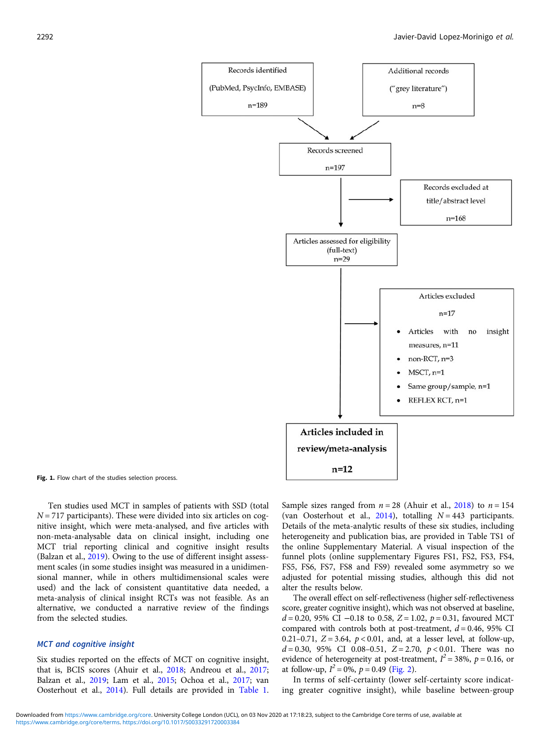Records identified (PubMed, PsycInfo, EMBASE) n=189

Additional records ("grey literature") n=8

Records screened n=197

Records excluded at title/abstract level n=168

Articles assessed for eligibility (full-text) n=29

Articles excluded n=17

- Articles with no insight measures, n=11
- non-RCT, n=3
- MSCT, n=1
- Same group/sample, n=1
- REFLEX RCT, n=1

**Articles included in review/meta-analysis n=12**

**Fig. 1.** Flow chart of the studies selection process.

Ten studies used MCT in samples of patients with SSD (total $N = 717$ participants). These were divided into six articles on cognitive insight, which were meta-analysed, and five articles with non-meta-analysable data on clinical insight, including one MCT trial reporting clinical and cognitive insight results (Balzan et al., 2019). Owing to the use of different insight assessment scales (in some studies insight was measured in a unidimensional manner, while in others multidimensional scales were used) and the lack of consistent quantitative data needed, a meta-analysis of clinical insight RCTs was not feasible. As an alternative, we conducted a narrative review of the findings from the selected studies.

### *MCT and cognitive insight*

Six studies reported on the effects of MCT on cognitive insight, that is, BCIS scores (Ahuir et al., 2018; Andreou et al., 2017; Balzan et al., 2019; Lam et al., 2015; Ochoa et al., 2017; van Oosterhout et al., 2014). Full details are provided in Table 1. Sample sizes ranged from $n = 28$ (Ahuir et al., 2018) to $n = 154$ (van Oosterhout et al., 2014), totalling $N = 443$ participants. Details of the meta-analytic results of these six studies, including heterogeneity and publication bias, are provided in Table TS1 of the online Supplementary Material. A visual inspection of the funnel plots (online supplementary Figures FS1, FS2, FS3, FS4, FS5, FS6, FS7, FS8 and FS9) revealed some asymmetry so we adjusted for potential missing studies, although this did not alter the results below.

The overall effect on self-reflectiveness (higher self-reflectiveness score, greater cognitive insight), which was not observed at baseline, $d = 0.20$, 95% CI −0.18 to 0.58, $Z = 1.02$, $p = 0.31$, favoured MCT compared with controls both at post-treatment, $d = 0.46$, 95% CI 0.21–0.71, $Z = 3.64$, $p < 0.01$, and, at a lesser level, at follow-up, $d = 0.30$, 95% CI 0.08–0.51, $Z = 2.70$, $p < 0.01$. There was no evidence of heterogeneity at post-treatment, $I^2 = 38\%$, $p = 0.16$, or at follow-up, $I^2 = 0\%$, $p = 0.49$ (Fig. 2).

In terms of self-certainty (lower self-certainty score indicating greater cognitive insight), while baseline between-group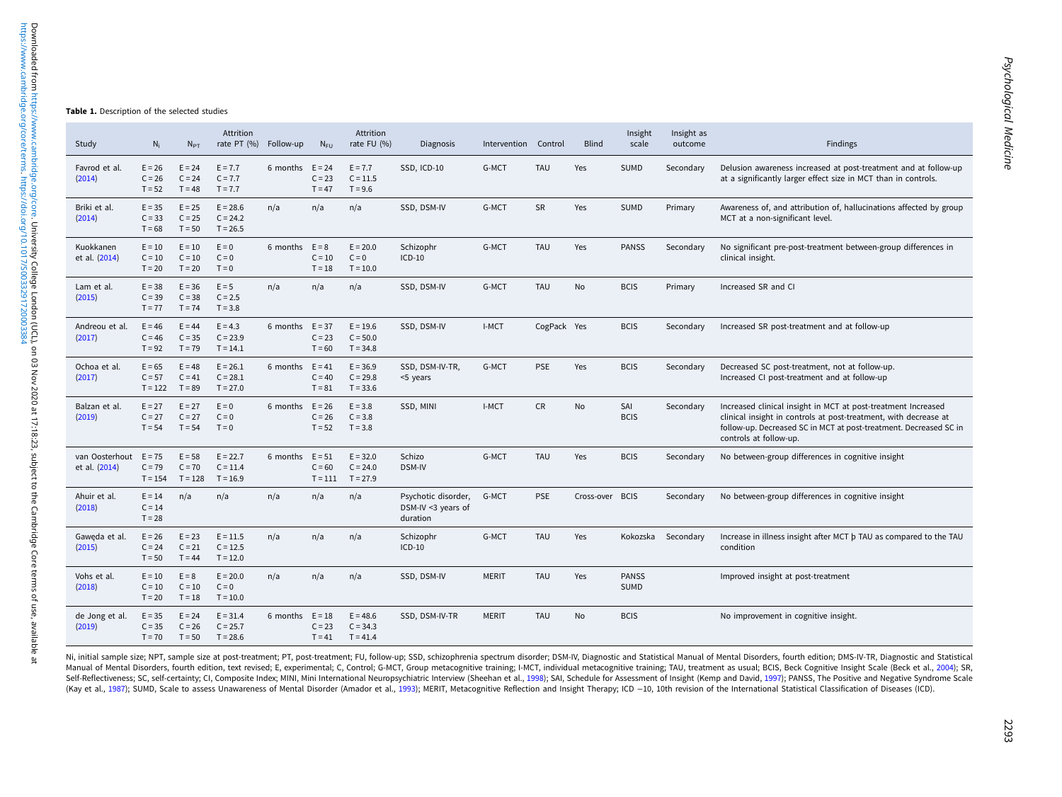**Table 1.** Description of the selected studies

| Study | $N_i$ | $N_{PT}$ | Attrition rate PT (%) | Follow-up | $N_{FU}$ | Attrition rate FU (%) | Diagnosis | Intervention | Control | Blind | Insight scale | Insight as outcome | Findings |
|---|---|---|---|---|---|---|---|---|---|---|---|---|---|
| Favrod et al. (2014) | E = 26<br>C = 26<br>T = 52 | E = 24<br>C = 24<br>T = 48 | E = 7.7<br>C = 7.7<br>T = 7.7 | 6 months | E = 24<br>C = 23<br>T = 47 | E = 7.7<br>C = 11.5<br>T = 9.6 | SSD, ICD-10 | G-MCT | TAU | Yes | SUMD | Secondary | Delusion awareness increased at post-treatment and at follow-up at a significantly larger effect size in MCT than in controls. |
| Briki et al. (2014) | E = 35<br>C = 33<br>T = 68 | E = 25<br>C = 25<br>T = 50 | E = 28.6<br>C = 24.2<br>T = 26.5 | n/a | n/a | n/a | SSD, DSM-IV | G-MCT | SR | Yes | SUMD | Primary | Awareness of, and attribution of, hallucinations affected by group MCT at a non-significant level. |
| Kuokkanen et al. (2014) | E = 10<br>C = 10<br>T = 20 | E = 10<br>C = 10<br>T = 20 | E = 0<br>C = 0<br>T = 0 | 6 months | E = 8<br>C = 10<br>T = 18 | E = 20.0<br>C = 0<br>T = 10.0 | Schizophr ICD-10 | G-MCT | TAU | Yes | PANSS | Secondary | No significant pre-post-treatment between-group differences in clinical insight. |
| Lam et al. (2015) | E = 38<br>C = 39<br>T = 77 | E = 36<br>C = 38<br>T = 74 | E = 5<br>C = 2.5<br>T = 3.8 | n/a | n/a | n/a | SSD, DSM-IV | G-MCT | TAU | No | BCIS | Primary | Increased SR and CI |
| Andreou et al. (2017) | E = 46<br>C = 46<br>T = 92 | E = 44<br>C = 35<br>T = 79 | E = 4.3<br>C = 23.9<br>T = 14.1 | 6 months | E = 37<br>C = 23<br>T = 60 | E = 19.6<br>C = 50.0<br>T = 34.8 | SSD, DSM-IV | I-MCT | CogPack | Yes | BCIS | Secondary | Increased SR post-treatment and at follow-up |
| Ochoa et al. (2017) | E = 65<br>C = 57<br>T = 122 | E = 48<br>C = 41<br>T = 89 | E = 26.1<br>C = 28.1<br>T = 27.0 | 6 months | E = 41<br>C = 40<br>T = 81 | E = 36.9<br>C = 29.8<br>T = 33.6 | SSD, DSM-IV-TR, <5 years | G-MCT | PSE | Yes | BCIS | Secondary | Decreased SC post-treatment, not at follow-up.<br>Increased CI post-treatment and at follow-up |
| Balzan et al. (2019) | E = 27<br>C = 27<br>T = 54 | E = 27<br>C = 27<br>T = 54 | E = 0<br>C = 0<br>T = 0 | 6 months | E = 26<br>C = 26<br>T = 52 | E = 3.8<br>C = 3.8<br>T = 3.8 | SSD, MINI | I-MCT | CR | No | SAI<br>BCIS | Secondary | Increased clinical insight in MCT at post-treatment Increased clinical insight in controls at post-treatment, with decrease at follow-up. Decreased SC in MCT at post-treatment. Decreased SC in controls at follow-up. |
| van Oosterhout et al. (2014) | E = 75<br>C = 79<br>T = 154 | E = 58<br>C = 70<br>T = 128 | E = 22.7<br>C = 11.4<br>T = 16.9 | 6 months | E = 51<br>C = 60<br>T = 111 | E = 32.0<br>C = 24.0<br>T = 27.9 | Schizo DSM-IV | G-MCT | TAU | Yes | BCIS | Secondary | No between-group differences in cognitive insight |
| Ahuir et al. (2018) | E = 14<br>C = 14<br>T = 28 | n/a | n/a | n/a | n/a | n/a | Psychotic disorder, DSM-IV <3 years of duration | G-MCT | PSE | Cross-over | BCIS | Secondary | No between-group differences in cognitive insight |
| Gawęda et al. (2015) | E = 26<br>C = 24<br>T = 50 | E = 23<br>C = 21<br>T = 44 | E = 11.5<br>C = 12.5<br>T = 12.0 | n/a | n/a | n/a | Schizophr ICD-10 | G-MCT | TAU | Yes | Kokozska | Secondary | Increase in illness insight after MCT þ TAU as compared to the TAU condition |
| Vohs et al. (2018) | E = 10<br>C = 10<br>T = 20 | E = 8<br>C = 10<br>T = 18 | E = 20.0<br>C = 0<br>T = 10.0 | n/a | n/a | n/a | SSD, DSM-IV | MERIT | TAU | Yes | PANSS<br>SUMD | | Improved insight at post-treatment |
| de Jong et al. (2019) | E = 35<br>C = 35<br>T = 70 | E = 24<br>C = 26<br>T = 50 | E = 31.4<br>C = 25.7<br>T = 28.6 | 6 months | E = 18<br>C = 23<br>T = 41 | E = 48.6<br>C = 34.3<br>T = 41.4 | SSD, DSM-IV-TR | MERIT | TAU | No | BCIS | | No improvement in cognitive insight. |

Ni, initial sample size; NPT, sample size at post-treatment; PT, post-treatment; FU, follow-up; SSD, schizophrenia spectrum disorder; DSM-IV, Diagnostic and Statistical Manual of Mental Disorders, fourth edition; DMS-IV-TR, Diagnostic and Statistical Manual of Mental Disorders, fourth edition, text revised; E, experimental; C, Control; G-MCT, Group metacognitive training; I-MCT, individual metacognitive training; TAU, treatment as usual; BCIS, Beck Cognitive Insight Scale (Beck et al., 2004); SR, Self-Reflectiveness; SC, self-certainty; CI, Composite Index; MINI, Mini International Neuropsychiatric Interview (Sheehan et al., 1998); SAI, Schedule for Assessment of Insight (Kemp and David, 1997); PANSS, The Positive and Negative Syndrome Scale (Kay et al., 1987); SUMD, Scale to assess Unawareness of Mental Disorder (Amador et al., 1993); MERIT, Metacognitive Reflection and Insight Therapy; ICD −10, 10th revision of the International Statistical Classification of Diseases (ICD).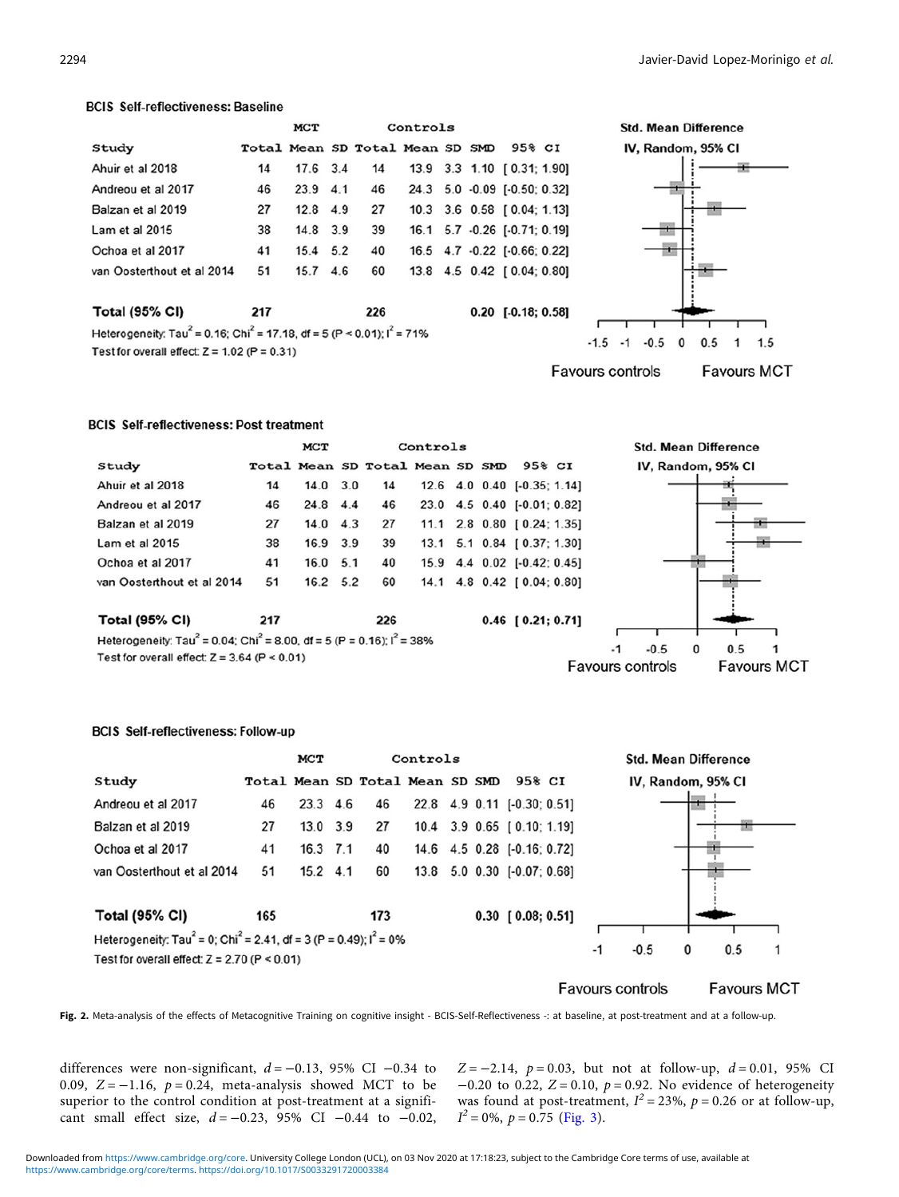**BCIS Self-reflectiveness: Baseline**

| Study | MCT Total | MCT Mean | MCT SD | Controls Total | Controls Mean | Controls SD | SMD | 95% CI |
|---|---|---|---|---|---|---|---|---|
| Ahuir et al 2018 | 14 | 17.6 | 3.4 | 14 | 13.9 | 3.3 | 1.10 | [ 0.31; 1.90] |
| Andreou et al 2017 | 46 | 23.9 | 4.1 | 46 | 24.3 | 5.0 | -0.09 | [-0.50; 0.32] |
| Balzan et al 2019 | 27 | 12.8 | 4.9 | 27 | 10.3 | 3.6 | 0.58 | [ 0.04; 1.13] |
| Lam et al 2015 | 38 | 14.8 | 3.9 | 39 | 16.1 | 5.7 | -0.26 | [-0.71; 0.19] |
| Ochoa et al 2017 | 41 | 15.4 | 5.2 | 40 | 16.5 | 4.7 | -0.22 | [-0.66; 0.22] |
| van Oosterthout et al 2014 | 51 | 15.7 | 4.6 | 60 | 13.8 | 4.5 | 0.42 | [ 0.04; 0.80] |
| **Total (95% CI)** | 217 | | | 226 | | | 0.20 | [-0.18; 0.58] |

Heterogeneity: $Tau^2 = 0.16$; $Chi^2 = 17.18$, df = 5 ($P < 0.01$); $I^2 = 71\%$
Test for overall effect: $Z = 1.02$ ($P = 0.31$)

**BCIS Self-reflectiveness: Post treatment**

| Study | MCT Total | MCT Mean | MCT SD | Controls Total | Controls Mean | Controls SD | SMD | 95% CI |
|---|---|---|---|---|---|---|---|---|
| Ahuir et al 2018 | 14 | 14.0 | 3.0 | 14 | 12.6 | 4.0 | 0.40 | [-0.35; 1.14] |
| Andreou et al 2017 | 46 | 24.8 | 4.4 | 46 | 23.0 | 4.5 | 0.40 | [-0.01; 0.82] |
| Balzan et al 2019 | 27 | 14.0 | 4.3 | 27 | 11.1 | 2.8 | 0.80 | [ 0.24; 1.35] |
| Lam et al 2015 | 38 | 16.9 | 3.9 | 39 | 13.1 | 5.1 | 0.84 | [ 0.37; 1.30] |
| Ochoa et al 2017 | 41 | 16.0 | 5.1 | 40 | 15.9 | 4.4 | 0.02 | [-0.42; 0.45] |
| van Oosterthout et al 2014 | 51 | 16.2 | 5.2 | 60 | 14.1 | 4.8 | 0.42 | [ 0.04; 0.80] |
| **Total (95% CI)** | 217 | | | 226 | | | 0.46 | [ 0.21; 0.71] |

Heterogeneity: $Tau^2 = 0.04$; $Chi^2 = 8.00$, df = 5 ($P = 0.16$); $I^2 = 38\%$
Test for overall effect: $Z = 3.64$ ($P < 0.01$)

**BCIS Self-reflectiveness: Follow-up**

| Study | MCT Total | MCT Mean | MCT SD | Controls Total | Controls Mean | Controls SD | SMD | 95% CI |
|---|---|---|---|---|---|---|---|---|
| Andreou et al 2017 | 46 | 23.3 | 4.6 | 46 | 22.8 | 4.9 | 0.11 | [-0.30; 0.51] |
| Balzan et al 2019 | 27 | 13.0 | 3.9 | 27 | 10.4 | 3.9 | 0.65 | [ 0.10; 1.19] |
| Ochoa et al 2017 | 41 | 16.3 | 7.1 | 40 | 14.6 | 4.5 | 0.28 | [-0.16; 0.72] |
| van Oosterthout et al 2014 | 51 | 15.2 | 4.1 | 60 | 13.8 | 5.0 | 0.30 | [-0.07; 0.68] |
| **Total (95% CI)** | 165 | | | 173 | | | 0.30 | [ 0.08; 0.51] |

Heterogeneity: $Tau^2 = 0$; $Chi^2 = 2.41$, df = 3 ($P = 0.49$); $I^2 = 0\%$
Test for overall effect: $Z = 2.70$ ($P < 0.01$)

**Fig. 2.** Meta-analysis of the effects of Metacognitive Training on cognitive insight - BCIS-Self-Reflectiveness -: at baseline, at post-treatment and at a follow-up.

differences were non-significant, $d = -0.13$, 95% CI $-0.34$ to 0.09, $Z = -1.16$, $p = 0.24$, meta-analysis showed MCT to be superior to the control condition at post-treatment at a significant small effect size, $d = -0.23$, 95% CI $-0.44$ to $-0.02$, $Z = -2.14$, $p = 0.03$, but not at follow-up, $d = 0.01$, 95% CI $-0.20$ to 0.22, $Z = 0.10$, $p = 0.92$. No evidence of heterogeneity was found at post-treatment, $I^2 = 23\%$, $p = 0.26$ or at follow-up, $I^2 = 0\%$, $p = 0.75$ (Fig. 3).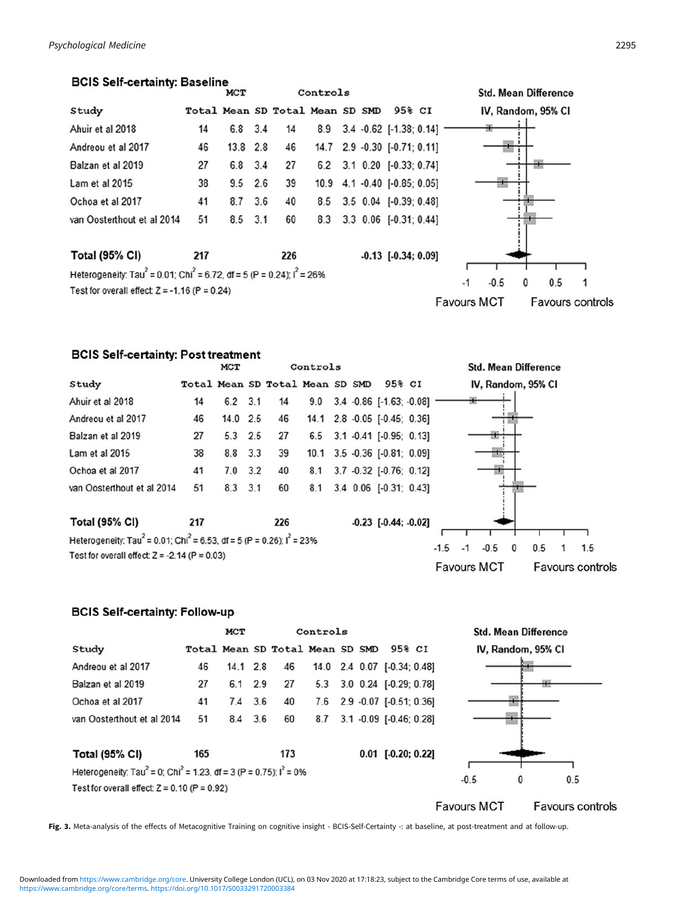## BCIS Self-certainty: Baseline

| Study | MCT Total | MCT Mean | MCT SD | Controls Total | Controls Mean | Controls SD | SMD | 95% CI |
|---|---|---|---|---|---|---|---|---|
| Ahuir et al 2018 | 14 | 6.8 | 3.4 | 14 | 8.9 | 3.4 | -0.62 | [-1.38; 0.14] |
| Andreou et al 2017 | 46 | 13.8 | 2.8 | 46 | 14.7 | 2.9 | -0.30 | [-0.71; 0.11] |
| Balzan et al 2019 | 27 | 6.8 | 3.4 | 27 | 6.2 | 3.1 | 0.20 | [-0.33; 0.74] |
| Lam et al 2015 | 38 | 9.5 | 2.6 | 39 | 10.9 | 4.1 | -0.40 | [-0.85; 0.05] |
| Ochoa et al 2017 | 41 | 8.7 | 3.6 | 40 | 8.5 | 3.5 | 0.04 | [-0.39; 0.48] |
| van Oosterhout et al 2014 | 51 | 8.5 | 3.1 | 60 | 8.3 | 3.3 | 0.06 | [-0.31; 0.44] |
| **Total (95% CI)** | 217 | | | 226 | | | -0.13 | [-0.34; 0.09] |

Heterogeneity: $Tau^2 = 0.01$; $Chi^2 = 6.72$, df = 5 ($P = 0.24$); $I^2 = 26\%$

Test for overall effect $Z = -1.16$ ($P = 0.24$)

Std. Mean Difference IV, Random, 95% CI — Favours MCT / Favours controls

## BCIS Self-certainty: Post treatment

| Study | MCT Total | MCT Mean | MCT SD | Controls Total | Controls Mean | Controls SD | SMD | 95% CI |
|---|---|---|---|---|---|---|---|---|
| Ahuir et al 2018 | 14 | 6.2 | 3.1 | 14 | 9.0 | 3.4 | -0.86 | [-1.63; -0.08] |
| Andreou et al 2017 | 46 | 14.0 | 2.5 | 46 | 14.1 | 2.8 | -0.05 | [-0.45; 0.36] |
| Balzan et al 2019 | 27 | 5.3 | 2.5 | 27 | 6.5 | 3.1 | -0.41 | [-0.95; 0.13] |
| Lam et al 2015 | 38 | 8.8 | 3.3 | 39 | 10.1 | 3.5 | -0.36 | [-0.81; 0.09] |
| Ochoa et al 2017 | 41 | 7.0 | 3.2 | 40 | 8.1 | 3.7 | -0.32 | [-0.76; 0.12] |
| van Oosterhout et al 2014 | 51 | 8.3 | 3.1 | 60 | 8.1 | 3.4 | 0.06 | [-0.31; 0.43] |
| **Total (95% CI)** | 217 | | | 226 | | | -0.23 | [-0.44; -0.02] |

Heterogeneity: $Tau^2 = 0.01$; $Chi^2 = 6.53$, df = 5 ($P = 0.26$); $I^2 = 23\%$

Test for overall effect $Z = -2.14$ ($P = 0.03$)

Std. Mean Difference IV, Random, 95% CI — Favours MCT / Favours controls

## BCIS Self-certainty: Follow-up

| Study | MCT Total | MCT Mean | MCT SD | Controls Total | Controls Mean | Controls SD | SMD | 95% CI |
|---|---|---|---|---|---|---|---|---|
| Andreou et al 2017 | 46 | 14.1 | 2.8 | 46 | 14.0 | 2.4 | 0.07 | [-0.34; 0.48] |
| Balzan et al 2019 | 27 | 6.1 | 2.9 | 27 | 5.3 | 3.0 | 0.24 | [-0.29; 0.78] |
| Ochoa et al 2017 | 41 | 7.4 | 3.6 | 40 | 7.6 | 2.9 | -0.07 | [-0.51; 0.36] |
| van Oosterhout et al 2014 | 51 | 8.4 | 3.6 | 60 | 8.7 | 3.1 | -0.09 | [-0.46; 0.28] |
| **Total (95% CI)** | 165 | | | 173 | | | 0.01 | [-0.20; 0.22] |

Heterogeneity: $Tau^2 = 0$; $Chi^2 = 1.23$, df = 3 ($P = 0.75$); $I^2 = 0\%$

Test for overall effect $Z = 0.10$ ($P = 0.92$)

Std. Mean Difference IV, Random, 95% CI — Favours MCT / Favours controls

**Fig. 3.** Meta-analysis of the effects of Metacognitive Training on cognitive insight - BCIS-Self-Certainty -: at baseline, at post-treatment and at follow-up.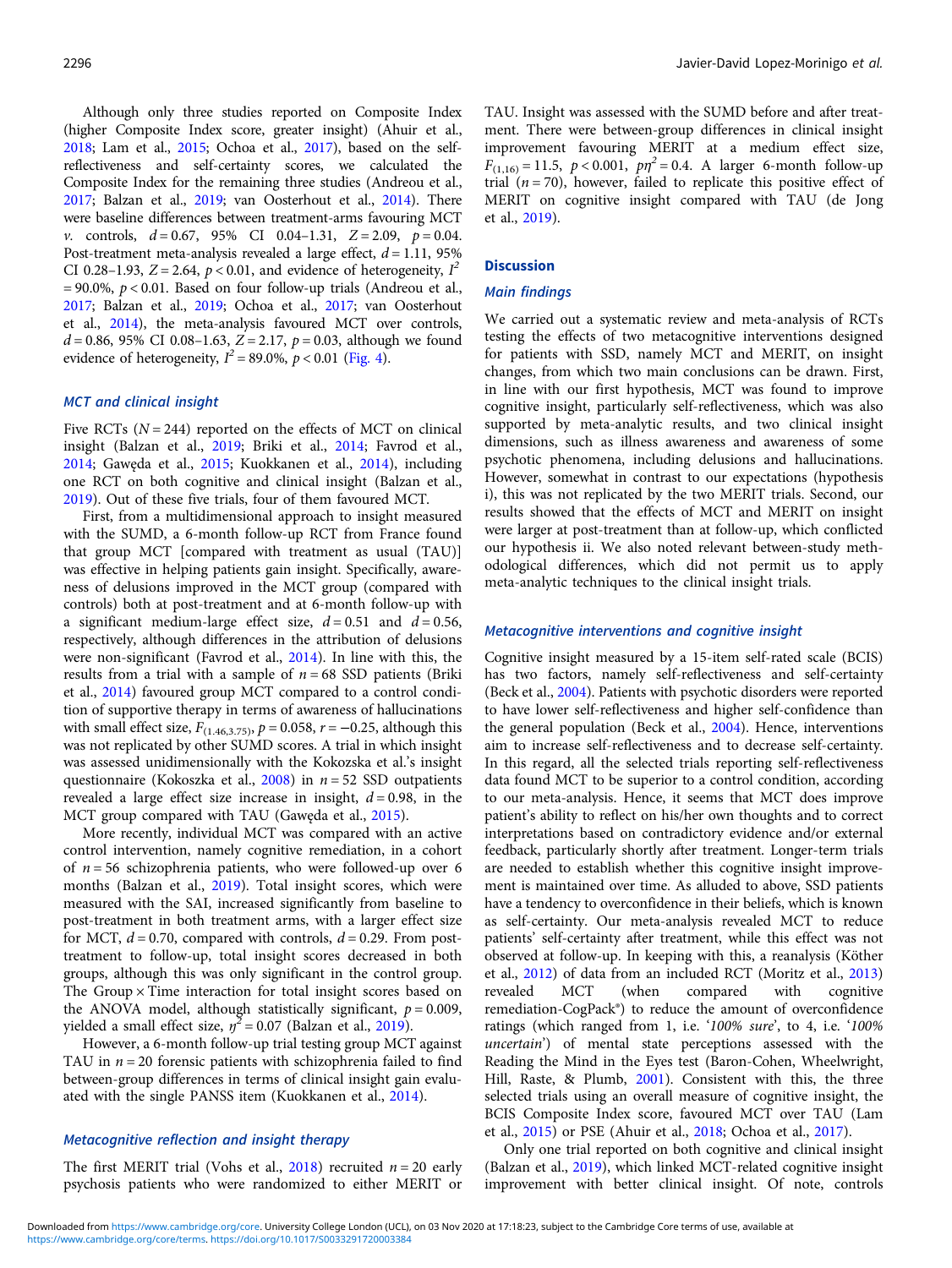Although only three studies reported on Composite Index (higher Composite Index score, greater insight) (Ahuir et al., 2018; Lam et al., 2015; Ochoa et al., 2017), based on the self-reflectiveness and self-certainty scores, we calculated the Composite Index for the remaining three studies (Andreou et al., 2017; Balzan et al., 2019; van Oosterhout et al., 2014). There were baseline differences between treatment-arms favouring MCT *v.* controls, $d = 0.67$, 95% CI 0.04–1.31, $Z = 2.09$, $p = 0.04$. Post-treatment meta-analysis revealed a large effect, $d = 1.11$, 95% CI 0.28–1.93, $Z = 2.64$, $p < 0.01$, and evidence of heterogeneity, $I^2 = 90.0\%$, $p < 0.01$. Based on four follow-up trials (Andreou et al., 2017; Balzan et al., 2019; Ochoa et al., 2017; van Oosterhout et al., 2014), the meta-analysis favoured MCT over controls, $d = 0.86$, 95% CI 0.08–1.63, $Z = 2.17$, $p = 0.03$, although we found evidence of heterogeneity, $I^2 = 89.0\%$, $p < 0.01$ (Fig. 4).

### MCT and clinical insight

Five RCTs ($N = 244$) reported on the effects of MCT on clinical insight (Balzan et al., 2019; Briki et al., 2014; Favrod et al., 2014; Gawęda et al., 2015; Kuokkanen et al., 2014), including one RCT on both cognitive and clinical insight (Balzan et al., 2019). Out of these five trials, four of them favoured MCT.

First, from a multidimensional approach to insight measured with the SUMD, a 6-month follow-up RCT from France found that group MCT [compared with treatment as usual (TAU)] was effective in helping patients gain insight. Specifically, awareness of delusions improved in the MCT group (compared with controls) both at post-treatment and at 6-month follow-up with a significant medium-large effect size, $d = 0.51$ and $d = 0.56$, respectively, although differences in the attribution of delusions were non-significant (Favrod et al., 2014). In line with this, the results from a trial with a sample of $n = 68$ SSD patients (Briki et al., 2014) favoured group MCT compared to a control condition of supportive therapy in terms of awareness of hallucinations with small effect size, $F_{(1.46,3.75)}$, $p = 0.058$, $r = -0.25$, although this was not replicated by other SUMD scores. A trial in which insight was assessed unidimensionally with the Kokozska et al.'s insight questionnaire (Kokoszka et al., 2008) in $n = 52$ SSD outpatients revealed a large effect size increase in insight, $d = 0.98$, in the MCT group compared with TAU (Gawęda et al., 2015).

More recently, individual MCT was compared with an active control intervention, namely cognitive remediation, in a cohort of $n = 56$ schizophrenia patients, who were followed-up over 6 months (Balzan et al., 2019). Total insight scores, which were measured with the SAI, increased significantly from baseline to post-treatment in both treatment arms, with a larger effect size for MCT, $d = 0.70$, compared with controls, $d = 0.29$. From post-treatment to follow-up, total insight scores decreased in both groups, although this was only significant in the control group. The Group × Time interaction for total insight scores based on the ANOVA model, although statistically significant, $p = 0.009$, yielded a small effect size, $\eta^2 = 0.07$ (Balzan et al., 2019).

However, a 6-month follow-up trial testing group MCT against TAU in $n = 20$ forensic patients with schizophrenia failed to find between-group differences in terms of clinical insight gain evaluated with the single PANSS item (Kuokkanen et al., 2014).

### Metacognitive reflection and insight therapy

The first MERIT trial (Vohs et al., 2018) recruited $n = 20$ early psychosis patients who were randomized to either MERIT or TAU. Insight was assessed with the SUMD before and after treatment. There were between-group differences in clinical insight improvement favouring MERIT at a medium effect size, $F_{(1,16)} = 11.5$, $p < 0.001$, $p\eta^2 = 0.4$. A larger 6-month follow-up trial ($n = 70$), however, failed to replicate this positive effect of MERIT on cognitive insight compared with TAU (de Jong et al., 2019).

## Discussion

### Main findings

We carried out a systematic review and meta-analysis of RCTs testing the effects of two metacognitive interventions designed for patients with SSD, namely MCT and MERIT, on insight changes, from which two main conclusions can be drawn. First, in line with our first hypothesis, MCT was found to improve cognitive insight, particularly self-reflectiveness, which was also supported by meta-analytic results, and two clinical insight dimensions, such as illness awareness and awareness of some psychotic phenomena, including delusions and hallucinations. However, somewhat in contrast to our expectations (hypothesis i), this was not replicated by the two MERIT trials. Second, our results showed that the effects of MCT and MERIT on insight were larger at post-treatment than at follow-up, which conflicted our hypothesis ii. We also noted relevant between-study methodological differences, which did not permit us to apply meta-analytic techniques to the clinical insight trials.

### Metacognitive interventions and cognitive insight

Cognitive insight measured by a 15-item self-rated scale (BCIS) has two factors, namely self-reflectiveness and self-certainty (Beck et al., 2004). Patients with psychotic disorders were reported to have lower self-reflectiveness and higher self-confidence than the general population (Beck et al., 2004). Hence, interventions aim to increase self-reflectiveness and to decrease self-certainty. In this regard, all the selected trials reporting self-reflectiveness data found MCT to be superior to a control condition, according to our meta-analysis. Hence, it seems that MCT does improve patient's ability to reflect on his/her own thoughts and to correct interpretations based on contradictory evidence and/or external feedback, particularly shortly after treatment. Longer-term trials are needed to establish whether this cognitive insight improvement is maintained over time. As alluded to above, SSD patients have a tendency to overconfidence in their beliefs, which is known as self-certainty. Our meta-analysis revealed MCT to reduce patients' self-certainty after treatment, while this effect was not observed at follow-up. In keeping with this, a reanalysis (Köther et al., 2012) of data from an included RCT (Moritz et al., 2013) revealed MCT (when compared with cognitive remediation-CogPack®) to reduce the amount of overconfidence ratings (which ranged from 1, i.e. '*100% sure*', to 4, i.e. '*100% uncertain*') of mental state perceptions assessed with the Reading the Mind in the Eyes test (Baron-Cohen, Wheelwright, Hill, Raste, & Plumb, 2001). Consistent with this, the three selected trials using an overall measure of cognitive insight, the BCIS Composite Index score, favoured MCT over TAU (Lam et al., 2015) or PSE (Ahuir et al., 2018; Ochoa et al., 2017).

Only one trial reported on both cognitive and clinical insight (Balzan et al., 2019), which linked MCT-related cognitive insight improvement with better clinical insight. Of note, controls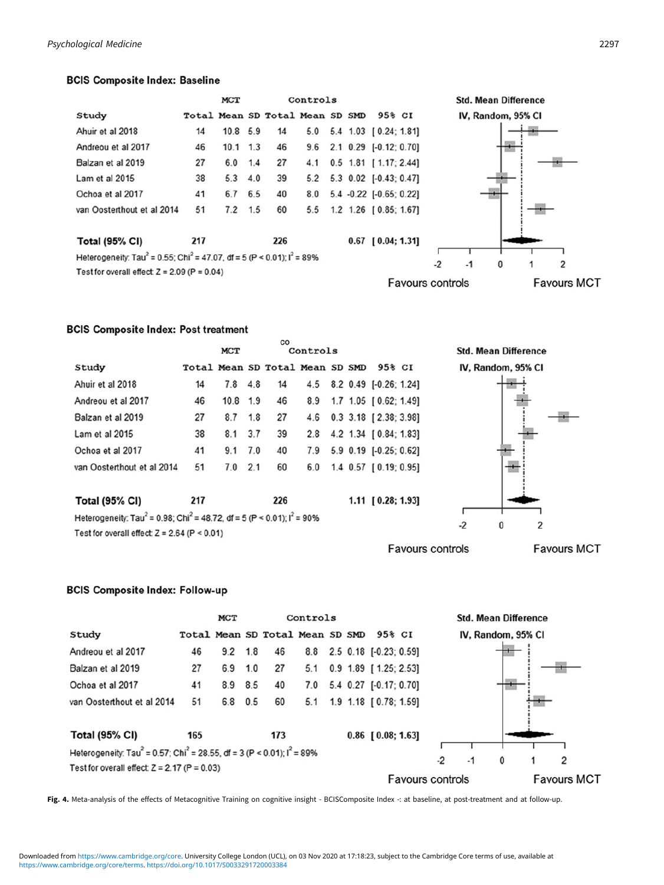### BCIS Composite Index: Baseline

| Study | MCT Total | MCT Mean | MCT SD | Controls Total | Controls Mean | Controls SD | SMD | 95% CI |
|---|---|---|---|---|---|---|---|---|
| Ahuir et al 2018 | 14 | 10.8 | 5.9 | 14 | 5.0 | 5.4 | 1.03 | [ 0.24; 1.81] |
| Andreou et al 2017 | 46 | 10.1 | 1.3 | 46 | 9.6 | 2.1 | 0.29 | [-0.12; 0.70] |
| Balzan et al 2019 | 27 | 6.0 | 1.4 | 27 | 4.1 | 0.5 | 1.81 | [ 1.17; 2.44] |
| Lam et al 2015 | 38 | 5.3 | 4.0 | 39 | 5.2 | 5.3 | 0.02 | [-0.43; 0.47] |
| Ochoa et al 2017 | 41 | 6.7 | 6.5 | 40 | 8.0 | 5.4 | -0.22 | [-0.65; 0.22] |
| van Oosterthout et al 2014 | 51 | 7.2 | 1.5 | 60 | 5.5 | 1.2 | 1.26 | [ 0.85; 1.67] |
| **Total (95% CI)** | 217 | | | 226 | | | 0.67 | [ 0.04; 1.31] |

Heterogeneity: $Tau^2 = 0.55$; $Chi^2 = 47.07$, df = 5 ($P < 0.01$); $I^2 = 89\%$

Test for overall effect: $Z = 2.09$ ($P = 0.04$)

Std. Mean Difference IV, Random, 95% CI — Favours controls / Favours MCT

### BCIS Composite Index: Post treatment

| Study | MCT Total | MCT Mean | MCT SD | Controls Total | Controls Mean | Controls SD | SMD | 95% CI |
|---|---|---|---|---|---|---|---|---|
| Ahuir et al 2018 | 14 | 7.8 | 4.8 | 14 | 4.5 | 8.2 | 0.49 | [-0.26; 1.24] |
| Andreou et al 2017 | 46 | 10.8 | 1.9 | 46 | 8.9 | 1.7 | 1.05 | [ 0.62; 1.49] |
| Balzan et al 2019 | 27 | 8.7 | 1.8 | 27 | 4.6 | 0.3 | 3.18 | [ 2.38; 3.98] |
| Lam et al 2015 | 38 | 8.1 | 3.7 | 39 | 2.8 | 4.2 | 1.34 | [ 0.84; 1.83] |
| Ochoa et al 2017 | 41 | 9.1 | 7.0 | 40 | 7.9 | 5.9 | 0.19 | [-0.25; 0.62] |
| van Oosterthout et al 2014 | 51 | 7.0 | 2.1 | 60 | 6.0 | 1.4 | 0.57 | [ 0.19; 0.95] |
| **Total (95% CI)** | 217 | | | 226 | | | 1.11 | [ 0.28; 1.93] |

Heterogeneity: $Tau^2 = 0.98$; $Chi^2 = 48.72$, df = 5 ($P < 0.01$); $I^2 = 90\%$

Test for overall effect: $Z = 2.64$ ($P < 0.01$)

Std. Mean Difference IV, Random, 95% CI — Favours controls / Favours MCT

### BCIS Composite Index: Follow-up

| Study | MCT Total | MCT Mean | MCT SD | Controls Total | Controls Mean | Controls SD | SMD | 95% CI |
|---|---|---|---|---|---|---|---|---|
| Andreou et al 2017 | 46 | 9.2 | 1.8 | 46 | 8.8 | 2.5 | 0.18 | [-0.23; 0.59] |
| Balzan et al 2019 | 27 | 6.9 | 1.0 | 27 | 5.1 | 0.9 | 1.89 | [ 1.25; 2.53] |
| Ochoa et al 2017 | 41 | 8.9 | 8.5 | 40 | 7.0 | 5.4 | 0.27 | [-0.17; 0.70] |
| van Oosterthout et al 2014 | 51 | 6.8 | 0.5 | 60 | 5.1 | 1.9 | 1.18 | [ 0.78; 1.59] |
| **Total (95% CI)** | 165 | | | 173 | | | 0.86 | [ 0.08; 1.63] |

Heterogeneity: $Tau^2 = 0.57$; $Chi^2 = 28.55$, df = 3 ($P < 0.01$); $I^2 = 89\%$

Test for overall effect: $Z = 2.17$ ($P = 0.03$)

Std. Mean Difference IV, Random, 95% CI — Favours controls / Favours MCT

**Fig. 4.** Meta-analysis of the effects of Metacognitive Training on cognitive insight - BCISComposite Index -: at baseline, at post-treatment and at follow-up.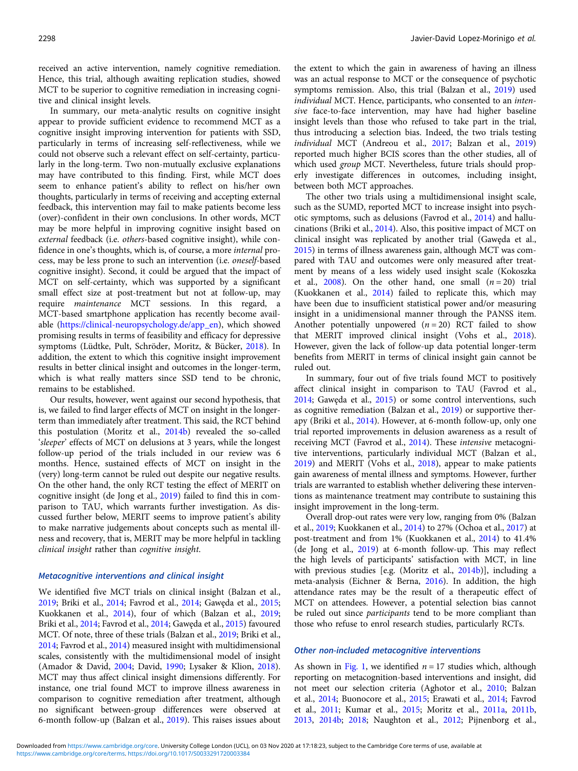received an active intervention, namely cognitive remediation. Hence, this trial, although awaiting replication studies, showed MCT to be superior to cognitive remediation in increasing cognitive and clinical insight levels.

In summary, our meta-analytic results on cognitive insight appear to provide sufficient evidence to recommend MCT as a cognitive insight improving intervention for patients with SSD, particularly in terms of increasing self-reflectiveness, while we could not observe such a relevant effect on self-certainty, particularly in the long-term. Two non-mutually exclusive explanations may have contributed to this finding. First, while MCT does seem to enhance patient's ability to reflect on his/her own thoughts, particularly in terms of receiving and accepting external feedback, this intervention may fail to make patients become less (over)-confident in their own conclusions. In other words, MCT may be more helpful in improving cognitive insight based on *external* feedback (i.e. *others*-based cognitive insight), while confidence in one's thoughts, which is, of course, a more *internal* process, may be less prone to such an intervention (i.e. *oneself*-based cognitive insight). Second, it could be argued that the impact of MCT on self-certainty, which was supported by a significant small effect size at post-treatment but not at follow-up, may require *maintenance* MCT sessions. In this regard, a MCT-based smartphone application has recently become available (https://clinical-neuropsychology.de/app_en), which showed promising results in terms of feasibility and efficacy for depressive symptoms (Lüdtke, Pult, Schröder, Moritz, & Bücker, 2018). In addition, the extent to which this cognitive insight improvement results in better clinical insight and outcomes in the longer-term, which is what really matters since SSD tend to be chronic, remains to be established.

Our results, however, went against our second hypothesis, that is, we failed to find larger effects of MCT on insight in the longer-term than immediately after treatment. This said, the RCT behind this postulation (Moritz et al., 2014b) revealed the so-called '*sleeper*' effects of MCT on delusions at 3 years, while the longest follow-up period of the trials included in our review was 6 months. Hence, sustained effects of MCT on insight in the (very) long-term cannot be ruled out despite our negative results. On the other hand, the only RCT testing the effect of MERIT on cognitive insight (de Jong et al., 2019) failed to find this in comparison to TAU, which warrants further investigation. As discussed further below, MERIT seems to improve patient's ability to make narrative judgements about concepts such as mental illness and recovery, that is, MERIT may be more helpful in tackling *clinical insight* rather than *cognitive insight*.

### Metacognitive interventions and clinical insight

We identified five MCT trials on clinical insight (Balzan et al., 2019; Briki et al., 2014; Favrod et al., 2014; Gawęda et al., 2015; Kuokkanen et al., 2014), four of which (Balzan et al., 2019; Briki et al., 2014; Favrod et al., 2014; Gawęda et al., 2015) favoured MCT. Of note, three of these trials (Balzan et al., 2019; Briki et al., 2014; Favrod et al., 2014) measured insight with multidimensional scales, consistently with the multidimensional model of insight (Amador & David, 2004; David, 1990; Lysaker & Klion, 2018). MCT may thus affect clinical insight dimensions differently. For instance, one trial found MCT to improve illness awareness in comparison to cognitive remediation after treatment, although no significant between-group differences were observed at 6-month follow-up (Balzan et al., 2019). This raises issues about the extent to which the gain in awareness of having an illness was an actual response to MCT or the consequence of psychotic symptoms remission. Also, this trial (Balzan et al., 2019) used *individual* MCT. Hence, participants, who consented to an *intensive* face-to-face intervention, may have had higher baseline insight levels than those who refused to take part in the trial, thus introducing a selection bias. Indeed, the two trials testing *individual* MCT (Andreou et al., 2017; Balzan et al., 2019) reported much higher BCIS scores than the other studies, all of which used *group* MCT. Nevertheless, future trials should properly investigate differences in outcomes, including insight, between both MCT approaches.

The other two trials using a multidimensional insight scale, such as the SUMD, reported MCT to increase insight into psychotic symptoms, such as delusions (Favrod et al., 2014) and hallucinations (Briki et al., 2014). Also, this positive impact of MCT on clinical insight was replicated by another trial (Gawęda et al., 2015) in terms of illness awareness gain, although MCT was compared with TAU and outcomes were only measured after treatment by means of a less widely used insight scale (Kokoszka et al., 2008). On the other hand, one small ($n = 20$) trial (Kuokkanen et al., 2014) failed to replicate this, which may have been due to insufficient statistical power and/or measuring insight in a unidimensional manner through the PANSS item. Another potentially unpowered ($n = 20$) RCT failed to show that MERIT improved clinical insight (Vohs et al., 2018). However, given the lack of follow-up data potential longer-term benefits from MERIT in terms of clinical insight gain cannot be ruled out.

In summary, four out of five trials found MCT to positively affect clinical insight in comparison to TAU (Favrod et al., 2014; Gawęda et al., 2015) or some control interventions, such as cognitive remediation (Balzan et al., 2019) or supportive therapy (Briki et al., 2014). However, at 6-month follow-up, only one trial reported improvements in delusion awareness as a result of receiving MCT (Favrod et al., 2014). These *intensive* metacognitive interventions, particularly individual MCT (Balzan et al., 2019) and MERIT (Vohs et al., 2018), appear to make patients gain awareness of mental illness and symptoms. However, further trials are warranted to establish whether delivering these interventions as maintenance treatment may contribute to sustaining this insight improvement in the long-term.

Overall drop-out rates were very low, ranging from 0% (Balzan et al., 2019; Kuokkanen et al., 2014) to 27% (Ochoa et al., 2017) at post-treatment and from 1% (Kuokkanen et al., 2014) to 41.4% (de Jong et al., 2019) at 6-month follow-up. This may reflect the high levels of participants' satisfaction with MCT, in line with previous studies [e.g. (Moritz et al., 2014b)], including a meta-analysis (Eichner & Berna, 2016). In addition, the high attendance rates may be the result of a therapeutic effect of MCT on attendees. However, a potential selection bias cannot be ruled out since *participants* tend to be more compliant than those who refuse to enrol research studies, particularly RCTs.

### Other non-included metacognitive interventions

As shown in Fig. 1, we identified $n = 17$ studies which, although reporting on metacognition-based interventions and insight, did not meet our selection criteria (Aghotor et al., 2010; Balzan et al., 2014; Buonocore et al., 2015; Erawati et al., 2014; Favrod et al., 2011; Kumar et al., 2015; Moritz et al., 2011a, 2011b, 2013, 2014b; 2018; Naughton et al., 2012; Pijnenborg et al.,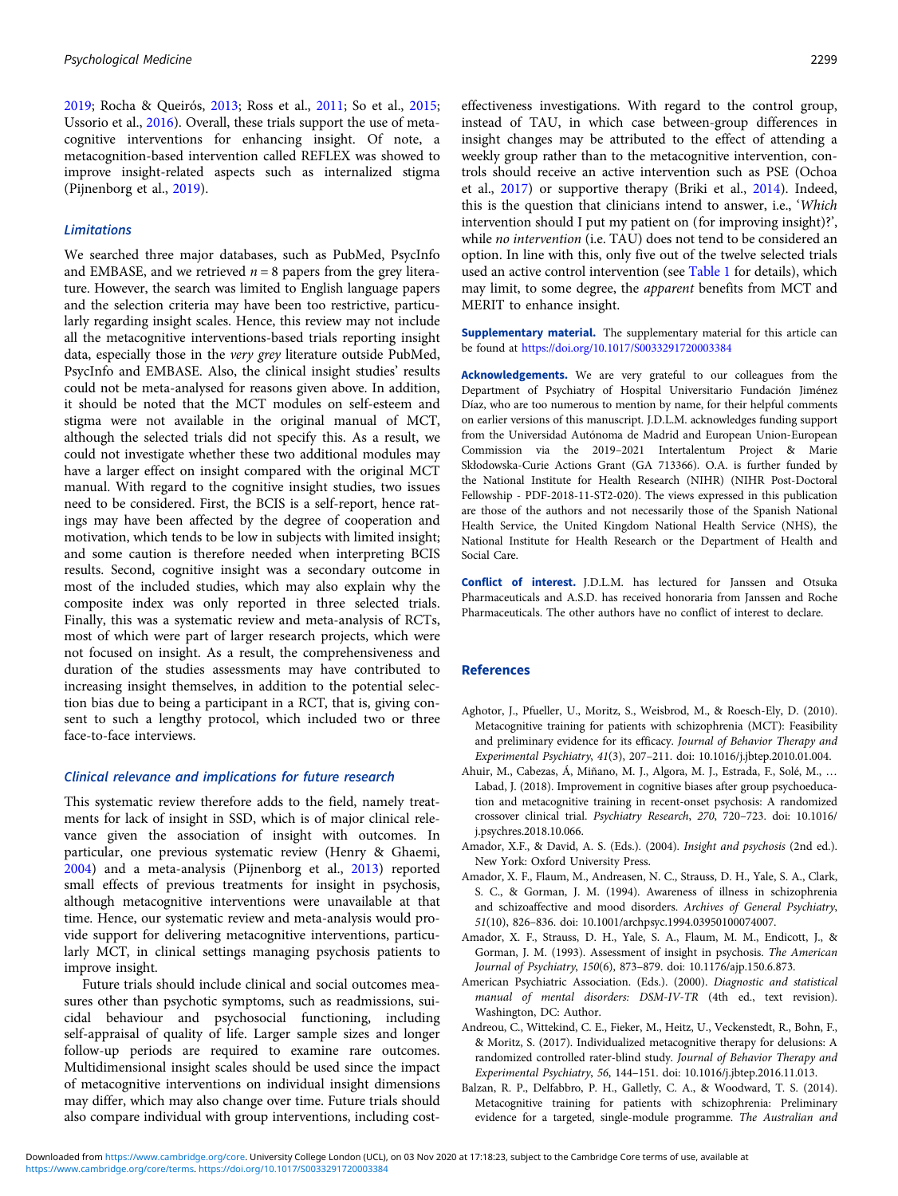2019; Rocha & Queirós, 2013; Ross et al., 2011; So et al., 2015; Ussorio et al., 2016). Overall, these trials support the use of metacognitive interventions for enhancing insight. Of note, a metacognition-based intervention called REFLEX was showed to improve insight-related aspects such as internalized stigma (Pijnenborg et al., 2019).

### Limitations

We searched three major databases, such as PubMed, PsycInfo and EMBASE, and we retrieved $n = 8$ papers from the grey literature. However, the search was limited to English language papers and the selection criteria may have been too restrictive, particularly regarding insight scales. Hence, this review may not include all the metacognitive interventions-based trials reporting insight data, especially those in the *very grey* literature outside PubMed, PsycInfo and EMBASE. Also, the clinical insight studies' results could not be meta-analysed for reasons given above. In addition, it should be noted that the MCT modules on self-esteem and stigma were not available in the original manual of MCT, although the selected trials did not specify this. As a result, we could not investigate whether these two additional modules may have a larger effect on insight compared with the original MCT manual. With regard to the cognitive insight studies, two issues need to be considered. First, the BCIS is a self-report, hence ratings may have been affected by the degree of cooperation and motivation, which tends to be low in subjects with limited insight; and some caution is therefore needed when interpreting BCIS results. Second, cognitive insight was a secondary outcome in most of the included studies, which may also explain why the composite index was only reported in three selected trials. Finally, this was a systematic review and meta-analysis of RCTs, most of which were part of larger research projects, which were not focused on insight. As a result, the comprehensiveness and duration of the studies assessments may have contributed to increasing insight themselves, in addition to the potential selection bias due to being a participant in a RCT, that is, giving consent to such a lengthy protocol, which included two or three face-to-face interviews.

### Clinical relevance and implications for future research

This systematic review therefore adds to the field, namely treatments for lack of insight in SSD, which is of major clinical relevance given the association of insight with outcomes. In particular, one previous systematic review (Henry & Ghaemi, 2004) and a meta-analysis (Pijnenborg et al., 2013) reported small effects of previous treatments for insight in psychosis, although metacognitive interventions were unavailable at that time. Hence, our systematic review and meta-analysis would provide support for delivering metacognitive interventions, particularly MCT, in clinical settings managing psychosis patients to improve insight.

Future trials should include clinical and social outcomes measures other than psychotic symptoms, such as readmissions, suicidal behaviour and psychosocial functioning, including self-appraisal of quality of life. Larger sample sizes and longer follow-up periods are required to examine rare outcomes. Multidimensional insight scales should be used since the impact of metacognitive interventions on individual insight dimensions may differ, which may also change over time. Future trials should also compare individual with group interventions, including cost-effectiveness investigations. With regard to the control group, instead of TAU, in which case between-group differences in insight changes may be attributed to the effect of attending a weekly group rather than to the metacognitive intervention, controls should receive an active intervention such as PSE (Ochoa et al., 2017) or supportive therapy (Briki et al., 2014). Indeed, this is the question that clinicians intend to answer, i.e., '*Which* intervention should I put my patient on (for improving insight)?', while *no intervention* (i.e. TAU) does not tend to be considered an option. In line with this, only five out of the twelve selected trials used an active control intervention (see Table 1 for details), which may limit, to some degree, the *apparent* benefits from MCT and MERIT to enhance insight.

**Supplementary material.** The supplementary material for this article can be found at https://doi.org/10.1017/S0033291720003384

**Acknowledgements.** We are very grateful to our colleagues from the Department of Psychiatry of Hospital Universitario Fundación Jiménez Díaz, who are too numerous to mention by name, for their helpful comments on earlier versions of this manuscript. J.D.L.M. acknowledges funding support from the Universidad Autónoma de Madrid and European Union-European Commission via the 2019–2021 Intertalentum Project & Marie Skłodowska-Curie Actions Grant (GA 713366). O.A. is further funded by the National Institute for Health Research (NIHR) (NIHR Post-Doctoral Fellowship - PDF-2018-11-ST2-020). The views expressed in this publication are those of the authors and not necessarily those of the Spanish National Health Service, the United Kingdom National Health Service (NHS), the National Institute for Health Research or the Department of Health and Social Care.

**Conflict of interest.** J.D.L.M. has lectured for Janssen and Otsuka Pharmaceuticals and A.S.D. has received honoraria from Janssen and Roche Pharmaceuticals. The other authors have no conflict of interest to declare.

## References

Aghotor, J., Pfueller, U., Moritz, S., Weisbrod, M., & Roesch-Ely, D. (2010). Metacognitive training for patients with schizophrenia (MCT): Feasibility and preliminary evidence for its efficacy. *Journal of Behavior Therapy and Experimental Psychiatry*, *41*(3), 207–211. doi: 10.1016/j.jbtep.2010.01.004.

Ahuir, M., Cabezas, Á., Miñano, M. J., Algora, M. J., Estrada, F., Solé, M., … Labad, J. (2018). Improvement in cognitive biases after group psychoeducation and metacognitive training in recent-onset psychosis: A randomized crossover clinical trial. *Psychiatry Research*, *270*, 720–723. doi: 10.1016/j.psychres.2018.10.066.

Amador, X.F., & David, A. S. (Eds.). (2004). *Insight and psychosis* (2nd ed.). New York: Oxford University Press.

Amador, X. F., Flaum, M., Andreasen, N. C., Strauss, D. H., Yale, S. A., Clark, S. C., & Gorman, J. M. (1994). Awareness of illness in schizophrenia and schizoaffective and mood disorders. *Archives of General Psychiatry*, *51*(10), 826–836. doi: 10.1001/archpsyc.1994.03950100074007.

Amador, X. F., Strauss, D. H., Yale, S. A., Flaum, M. M., Endicott, J., & Gorman, J. M. (1993). Assessment of insight in psychosis. *The American Journal of Psychiatry*, *150*(6), 873–879. doi: 10.1176/ajp.150.6.873.

American Psychiatric Association. (Eds.). (2000). *Diagnostic and statistical manual of mental disorders: DSM-IV-TR* (4th ed., text revision). Washington, DC: Author.

Andreou, C., Wittekind, C. E., Fieker, M., Heitz, U., Veckenstedt, R., Bohn, F., & Moritz, S. (2017). Individualized metacognitive therapy for delusions: A randomized controlled rater-blind study. *Journal of Behavior Therapy and Experimental Psychiatry*, *56*, 144–151. doi: 10.1016/j.jbtep.2016.11.013.

Balzan, R. P., Delfabbro, P. H., Galletly, C. A., & Woodward, T. S. (2014). Metacognitive training for patients with schizophrenia: Preliminary evidence for a targeted, single-module programme. *The Australian and*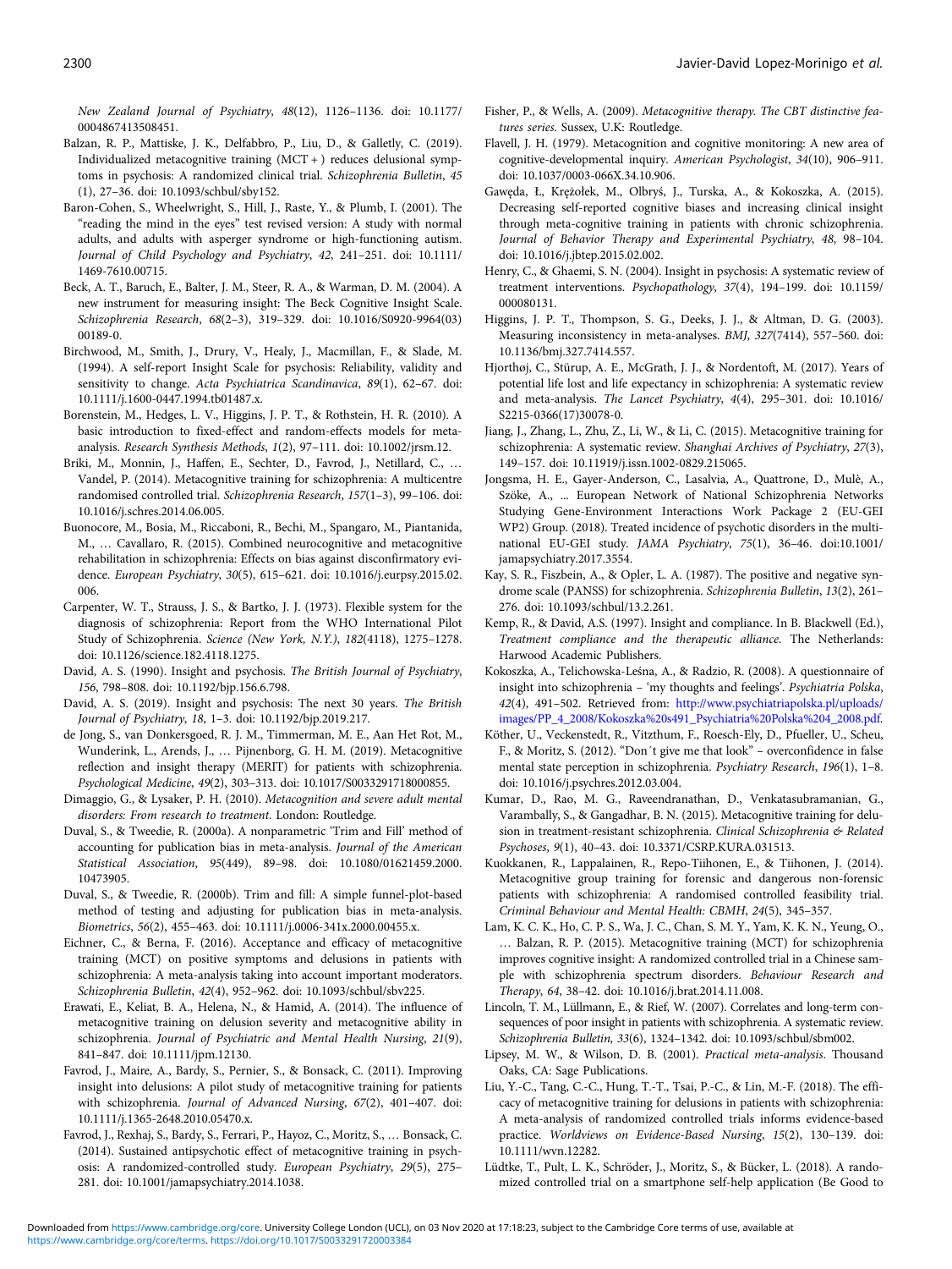New Zealand Journal of Psychiatry, 48(12), 1126–1136. doi: 10.1177/0004867413508451.

Balzan, R. P., Mattiske, J. K., Delfabbro, P., Liu, D., & Galletly, C. (2019). Individualized metacognitive training (MCT + ) reduces delusional symptoms in psychosis: A randomized clinical trial. *Schizophrenia Bulletin*, *45* (1), 27–36. doi: 10.1093/schbul/sby152.

Baron-Cohen, S., Wheelwright, S., Hill, J., Raste, Y., & Plumb, I. (2001). The "reading the mind in the eyes" test revised version: A study with normal adults, and adults with asperger syndrome or high-functioning autism. *Journal of Child Psychology and Psychiatry*, *42*, 241–251. doi: 10.1111/1469-7610.00715.

Beck, A. T., Baruch, E., Balter, J. M., Steer, R. A., & Warman, D. M. (2004). A new instrument for measuring insight: The Beck Cognitive Insight Scale. *Schizophrenia Research*, *68*(2–3), 319–329. doi: 10.1016/S0920-9964(03)00189-0.

Birchwood, M., Smith, J., Drury, V., Healy, J., Macmillan, F., & Slade, M. (1994). A self-report Insight Scale for psychosis: Reliability, validity and sensitivity to change. *Acta Psychiatrica Scandinavica*, *89*(1), 62–67. doi: 10.1111/j.1600-0447.1994.tb01487.x.

Borenstein, M., Hedges, L. V., Higgins, J. P. T., & Rothstein, H. R. (2010). A basic introduction to fixed-effect and random-effects models for meta-analysis. *Research Synthesis Methods*, *1*(2), 97–111. doi: 10.1002/jrsm.12.

Briki, M., Monnin, J., Haffen, E., Sechter, D., Favrod, J., Netillard, C., … Vandel, P. (2014). Metacognitive training for schizophrenia: A multicentre randomised controlled trial. *Schizophrenia Research*, *157*(1–3), 99–106. doi: 10.1016/j.schres.2014.06.005.

Buonocore, M., Bosia, M., Riccaboni, R., Bechi, M., Spangaro, M., Piantanida, M., … Cavallaro, R. (2015). Combined neurocognitive and metacognitive rehabilitation in schizophrenia: Effects on bias against disconfirmatory evidence. *European Psychiatry*, *30*(5), 615–621. doi: 10.1016/j.eurpsy.2015.02.006.

Carpenter, W. T., Strauss, J. S., & Bartko, J. J. (1973). Flexible system for the diagnosis of schizophrenia: Report from the WHO International Pilot Study of Schizophrenia. *Science (New York, N.Y.)*, *182*(4118), 1275–1278. doi: 10.1126/science.182.4118.1275.

David, A. S. (1990). Insight and psychosis. *The British Journal of Psychiatry*, *156*, 798–808. doi: 10.1192/bjp.156.6.798.

David, A. S. (2019). Insight and psychosis: The next 30 years. *The British Journal of Psychiatry*, *18*, 1–3. doi: 10.1192/bjp.2019.217.

de Jong, S., van Donkersgoed, R. J. M., Timmerman, M. E., Aan Het Rot, M., Wunderink, L., Arends, J., … Pijnenborg, G. H. M. (2019). Metacognitive reflection and insight therapy (MERIT) for patients with schizophrenia. *Psychological Medicine*, *49*(2), 303–313. doi: 10.1017/S0033291718000855.

Dimaggio, G., & Lysaker, P. H. (2010). *Metacognition and severe adult mental disorders: From research to treatment*. London: Routledge.

Duval, S., & Tweedie, R. (2000a). A nonparametric 'Trim and Fill' method of accounting for publication bias in meta-analysis. *Journal of the American Statistical Association*, *95*(449), 89–98. doi: 10.1080/01621459.2000.10473905.

Duval, S., & Tweedie, R. (2000b). Trim and fill: A simple funnel-plot-based method of testing and adjusting for publication bias in meta-analysis. *Biometrics*, *56*(2), 455–463. doi: 10.1111/j.0006-341x.2000.00455.x.

Eichner, C., & Berna, F. (2016). Acceptance and efficacy of metacognitive training (MCT) on positive symptoms and delusions in patients with schizophrenia: A meta-analysis taking into account important moderators. *Schizophrenia Bulletin*, *42*(4), 952–962. doi: 10.1093/schbul/sbv225.

Erawati, E., Keliat, B. A., Helena, N., & Hamid, A. (2014). The influence of metacognitive training on delusion severity and metacognitive ability in schizophrenia. *Journal of Psychiatric and Mental Health Nursing*, *21*(9), 841–847. doi: 10.1111/jpm.12130.

Favrod, J., Maire, A., Bardy, S., Pernier, S., & Bonsack, C. (2011). Improving insight into delusions: A pilot study of metacognitive training for patients with schizophrenia. *Journal of Advanced Nursing*, *67*(2), 401–407. doi: 10.1111/j.1365-2648.2010.05470.x.

Favrod, J., Rexhaj, S., Bardy, S., Ferrari, P., Hayoz, C., Moritz, S., … Bonsack, C. (2014). Sustained antipsychotic effect of metacognitive training in psychosis: A randomized-controlled study. *European Psychiatry*, *29*(5), 275–281. doi: 10.1001/jamapsychiatry.2014.1038.

Fisher, P., & Wells, A. (2009). *Metacognitive therapy. The CBT distinctive features series*. Sussex, U.K: Routledge.

Flavell, J. H. (1979). Metacognition and cognitive monitoring: A new area of cognitive-developmental inquiry. *American Psychologist*, *34*(10), 906–911. doi: 10.1037/0003-066X.34.10.906.

Gawęda, Ł., Krężołek, M., Olbryś, J., Turska, A., & Kokoszka, A. (2015). Decreasing self-reported cognitive biases and increasing clinical insight through meta-cognitive training in patients with chronic schizophrenia. *Journal of Behavior Therapy and Experimental Psychiatry*, *48*, 98–104. doi: 10.1016/j.jbtep.2015.02.002.

Henry, C., & Ghaemi, S. N. (2004). Insight in psychosis: A systematic review of treatment interventions. *Psychopathology*, *37*(4), 194–199. doi: 10.1159/000080131.

Higgins, J. P. T., Thompson, S. G., Deeks, J. J., & Altman, D. G. (2003). Measuring inconsistency in meta-analyses. *BMJ*, *327*(7414), 557–560. doi: 10.1136/bmj.327.7414.557.

Hjorthøj, C., Stürup, A. E., McGrath, J. J., & Nordentoft, M. (2017). Years of potential life lost and life expectancy in schizophrenia: A systematic review and meta-analysis. *The Lancet Psychiatry*, *4*(4), 295–301. doi: 10.1016/S2215-0366(17)30078-0.

Jiang, J., Zhang, L., Zhu, Z., Li, W., & Li, C. (2015). Metacognitive training for schizophrenia: A systematic review. *Shanghai Archives of Psychiatry*, *27*(3), 149–157. doi: 10.11919/j.issn.1002-0829.215065.

Jongsma, H. E., Gayer-Anderson, C., Lasalvia, A., Quattrone, D., Mulè, A., Szöke, A., … European Network of National Schizophrenia Networks Studying Gene-Environment Interactions Work Package 2 (EU-GEI WP2) Group. (2018). Treated incidence of psychotic disorders in the multinational EU-GEI study. *JAMA Psychiatry*, *75*(1), 36–46. doi:10.1001/jamapsychiatry.2017.3554.

Kay, S. R., Fiszbein, A., & Opler, L. A. (1987). The positive and negative syndrome scale (PANSS) for schizophrenia. *Schizophrenia Bulletin*, *13*(2), 261–276. doi: 10.1093/schbul/13.2.261.

Kemp, R., & David, A.S. (1997). Insight and compliance. In B. Blackwell (Ed.), *Treatment compliance and the therapeutic alliance*. The Netherlands: Harwood Academic Publishers.

Kokoszka, A., Telichowska-Leśna, A., & Radzio, R. (2008). A questionnaire of insight into schizophrenia – 'my thoughts and feelings'. *Psychiatria Polska*, *42*(4), 491–502. Retrieved from: http://www.psychiatriapolska.pl/uploads/images/PP_4_2008/Kokoszka%20s491_Psychiatria%20Polska%204_2008.pdf.

Köther, U., Veckenstedt, R., Vitzthum, F., Roesch-Ely, D., Pfueller, U., Scheu, F., & Moritz, S. (2012). "Don´t give me that look" – overconfidence in false mental state perception in schizophrenia. *Psychiatry Research*, *196*(1), 1–8. doi: 10.1016/j.psychres.2012.03.004.

Kumar, D., Rao, M. G., Raveendranathan, D., Venkatasubramanian, G., Varambally, S., & Gangadhar, B. N. (2015). Metacognitive training for delusion in treatment-resistant schizophrenia. *Clinical Schizophrenia & Related Psychoses*, *9*(1), 40–43. doi: 10.3371/CSRP.KURA.031513.

Kuokkanen, R., Lappalainen, R., Repo-Tiihonen, E., & Tiihonen, J. (2014). Metacognitive group training for forensic and dangerous non-forensic patients with schizophrenia: A randomised controlled feasibility trial. *Criminal Behaviour and Mental Health: CBMH*, *24*(5), 345–357.

Lam, K. C. K., Ho, C. P. S., Wa, J. C., Chan, S. M. Y., Yam, K. K. N., Yeung, O., … Balzan, R. P. (2015). Metacognitive training (MCT) for schizophrenia improves cognitive insight: A randomized controlled trial in a Chinese sample with schizophrenia spectrum disorders. *Behaviour Research and Therapy*, *64*, 38–42. doi: 10.1016/j.brat.2014.11.008.

Lincoln, T. M., Lüllmann, E., & Rief, W. (2007). Correlates and long-term consequences of poor insight in patients with schizophrenia. A systematic review. *Schizophrenia Bulletin*, *33*(6), 1324–1342. doi: 10.1093/schbul/sbm002.

Lipsey, M. W., & Wilson, D. B. (2001). *Practical meta-analysis*. Thousand Oaks, CA: Sage Publications.

Liu, Y.-C., Tang, C.-C., Hung, T.-T., Tsai, P.-C., & Lin, M.-F. (2018). The efficacy of metacognitive training for delusions in patients with schizophrenia: A meta-analysis of randomized controlled trials informs evidence-based practice. *Worldviews on Evidence-Based Nursing*, *15*(2), 130–139. doi: 10.1111/wvn.12282.

Lüdtke, T., Pult, L. K., Schröder, J., Moritz, S., & Bücker, L. (2018). A randomized controlled trial on a smartphone self-help application (Be Good to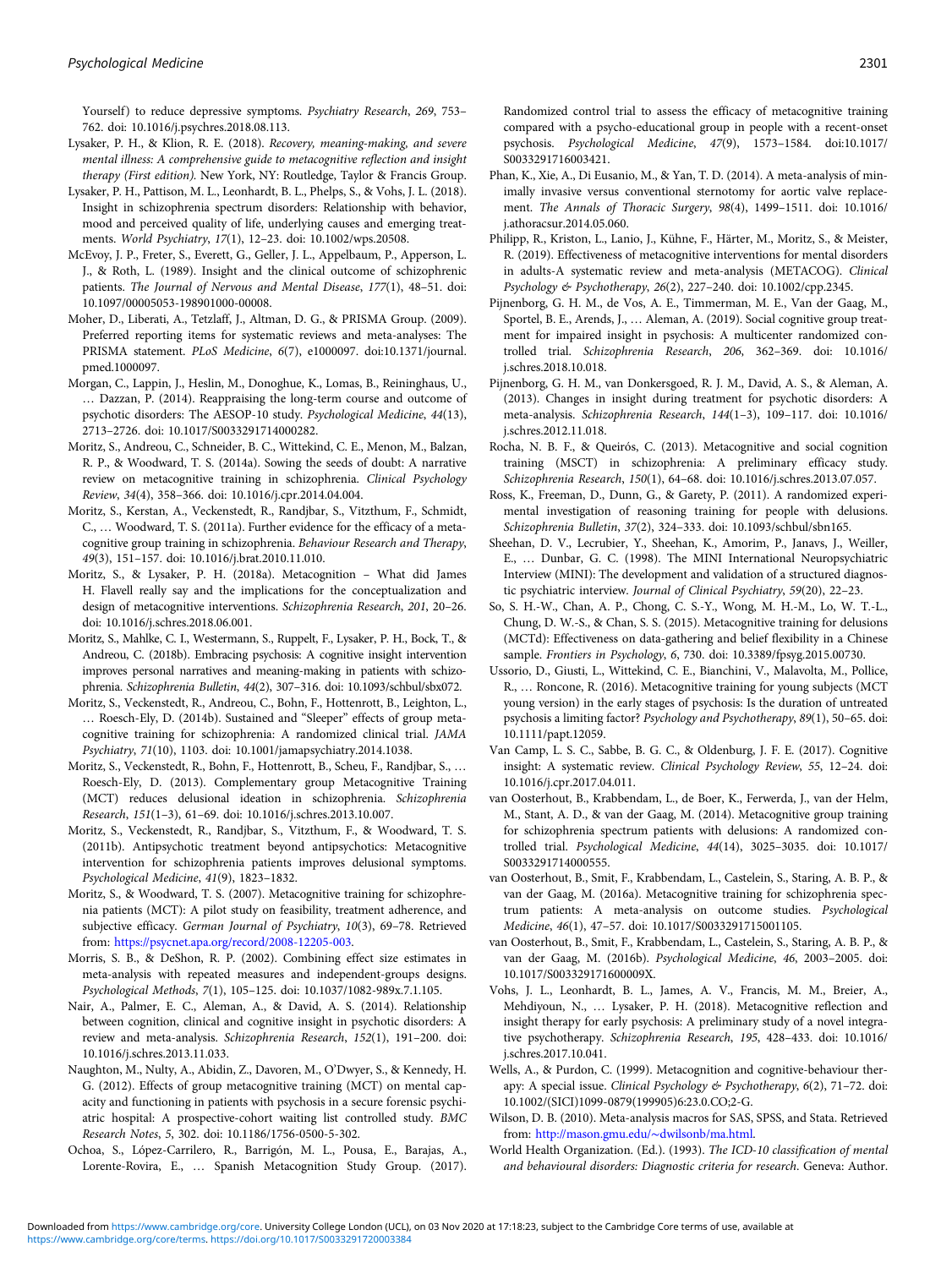Yourself) to reduce depressive symptoms. *Psychiatry Research*, *269*, 753–762. doi: 10.1016/j.psychres.2018.08.113.

Lysaker, P. H., & Klion, R. E. (2018). *Recovery, meaning-making, and severe mental illness: A comprehensive guide to metacognitive reflection and insight therapy (First edition)*. New York, NY: Routledge, Taylor & Francis Group.

Lysaker, P. H., Pattison, M. L., Leonhardt, B. L., Phelps, S., & Vohs, J. L. (2018). Insight in schizophrenia spectrum disorders: Relationship with behavior, mood and perceived quality of life, underlying causes and emerging treatments. *World Psychiatry*, *17*(1), 12–23. doi: 10.1002/wps.20508.

McEvoy, J. P., Freter, S., Everett, G., Geller, J. L., Appelbaum, P., Apperson, L. J., & Roth, L. (1989). Insight and the clinical outcome of schizophrenic patients. *The Journal of Nervous and Mental Disease*, *177*(1), 48–51. doi: 10.1097/00005053-198901000-00008.

Moher, D., Liberati, A., Tetzlaff, J., Altman, D. G., & PRISMA Group. (2009). Preferred reporting items for systematic reviews and meta-analyses: The PRISMA statement. *PLoS Medicine*, *6*(7), e1000097. doi:10.1371/journal.pmed.1000097.

Morgan, C., Lappin, J., Heslin, M., Donoghue, K., Lomas, B., Reininghaus, U., … Dazzan, P. (2014). Reappraising the long-term course and outcome of psychotic disorders: The AESOP-10 study. *Psychological Medicine*, *44*(13), 2713–2726. doi: 10.1017/S0033291714000282.

Moritz, S., Andreou, C., Schneider, B. C., Wittekind, C. E., Menon, M., Balzan, R. P., & Woodward, T. S. (2014a). Sowing the seeds of doubt: A narrative review on metacognitive training in schizophrenia. *Clinical Psychology Review*, *34*(4), 358–366. doi: 10.1016/j.cpr.2014.04.004.

Moritz, S., Kerstan, A., Veckenstedt, R., Randjbar, S., Vitzthum, F., Schmidt, C., … Woodward, T. S. (2011a). Further evidence for the efficacy of a metacognitive group training in schizophrenia. *Behaviour Research and Therapy*, *49*(3), 151–157. doi: 10.1016/j.brat.2010.11.010.

Moritz, S., & Lysaker, P. H. (2018a). Metacognition – What did James H. Flavell really say and the implications for the conceptualization and design of metacognitive interventions. *Schizophrenia Research*, *201*, 20–26. doi: 10.1016/j.schres.2018.06.001.

Moritz, S., Mahlke, C. I., Westermann, S., Ruppelt, F., Lysaker, P. H., Bock, T., & Andreou, C. (2018b). Embracing psychosis: A cognitive insight intervention improves personal narratives and meaning-making in patients with schizophrenia. *Schizophrenia Bulletin*, *44*(2), 307–316. doi: 10.1093/schbul/sbx072.

Moritz, S., Veckenstedt, R., Andreou, C., Bohn, F., Hottenrott, B., Leighton, L., … Roesch-Ely, D. (2014b). Sustained and "Sleeper" effects of group metacognitive training for schizophrenia: A randomized clinical trial. *JAMA Psychiatry*, *71*(10), 1103. doi: 10.1001/jamapsychiatry.2014.1038.

Moritz, S., Veckenstedt, R., Bohn, F., Hottenrott, B., Scheu, F., Randjbar, S., … Roesch-Ely, D. (2013). Complementary group Metacognitive Training (MCT) reduces delusional ideation in schizophrenia. *Schizophrenia Research*, *151*(1–3), 61–69. doi: 10.1016/j.schres.2013.10.007.

Moritz, S., Veckenstedt, R., Randjbar, S., Vitzthum, F., & Woodward, T. S. (2011b). Antipsychotic treatment beyond antipsychotics: Metacognitive intervention for schizophrenia patients improves delusional symptoms. *Psychological Medicine*, *41*(9), 1823–1832.

Moritz, S., & Woodward, T. S. (2007). Metacognitive training for schizophrenia patients (MCT): A pilot study on feasibility, treatment adherence, and subjective efficacy. *German Journal of Psychiatry*, *10*(3), 69–78. Retrieved from: https://psycnet.apa.org/record/2008-12205-003.

Morris, S. B., & DeShon, R. P. (2002). Combining effect size estimates in meta-analysis with repeated measures and independent-groups designs. *Psychological Methods*, *7*(1), 105–125. doi: 10.1037/1082-989x.7.1.105.

Nair, A., Palmer, E. C., Aleman, A., & David, A. S. (2014). Relationship between cognition, clinical and cognitive insight in psychotic disorders: A review and meta-analysis. *Schizophrenia Research*, *152*(1), 191–200. doi: 10.1016/j.schres.2013.11.033.

Naughton, M., Nulty, A., Abidin, Z., Davoren, M., O'Dwyer, S., & Kennedy, H. G. (2012). Effects of group metacognitive training (MCT) on mental capacity and functioning in patients with psychosis in a secure forensic psychiatric hospital: A prospective-cohort waiting list controlled study. *BMC Research Notes*, *5*, 302. doi: 10.1186/1756-0500-5-302.

Ochoa, S., López-Carrilero, R., Barrigón, M. L., Pousa, E., Barajas, A., Lorente-Rovira, E., … Spanish Metacognition Study Group. (2017). Randomized control trial to assess the efficacy of metacognitive training compared with a psycho-educational group in people with a recent-onset psychosis. *Psychological Medicine*, *47*(9), 1573–1584. doi:10.1017/S0033291716003421.

Phan, K., Xie, A., Di Eusanio, M., & Yan, T. D. (2014). A meta-analysis of minimally invasive versus conventional sternotomy for aortic valve replacement. *The Annals of Thoracic Surgery*, *98*(4), 1499–1511. doi: 10.1016/j.athoracsur.2014.05.060.

Philipp, R., Kriston, L., Lanio, J., Kühne, F., Härter, M., Moritz, S., & Meister, R. (2019). Effectiveness of metacognitive interventions for mental disorders in adults-A systematic review and meta-analysis (METACOG). *Clinical Psychology & Psychotherapy*, *26*(2), 227–240. doi: 10.1002/cpp.2345.

Pijnenborg, G. H. M., de Vos, A. E., Timmerman, M. E., Van der Gaag, M., Sportel, B. E., Arends, J., … Aleman, A. (2019). Social cognitive group treatment for impaired insight in psychosis: A multicenter randomized controlled trial. *Schizophrenia Research*, *206*, 362–369. doi: 10.1016/j.schres.2018.10.018.

Pijnenborg, G. H. M., van Donkersgoed, R. J. M., David, A. S., & Aleman, A. (2013). Changes in insight during treatment for psychotic disorders: A meta-analysis. *Schizophrenia Research*, *144*(1–3), 109–117. doi: 10.1016/j.schres.2012.11.018.

Rocha, N. B. F., & Queirós, C. (2013). Metacognitive and social cognition training (MSCT) in schizophrenia: A preliminary efficacy study. *Schizophrenia Research*, *150*(1), 64–68. doi: 10.1016/j.schres.2013.07.057.

Ross, K., Freeman, D., Dunn, G., & Garety, P. (2011). A randomized experimental investigation of reasoning training for people with delusions. *Schizophrenia Bulletin*, *37*(2), 324–333. doi: 10.1093/schbul/sbn165.

Sheehan, D. V., Lecrubier, Y., Sheehan, K., Amorim, P., Janavs, J., Weiller, E., … Dunbar, G. C. (1998). The MINI International Neuropsychiatric Interview (MINI): The development and validation of a structured diagnostic psychiatric interview. *Journal of Clinical Psychiatry*, *59*(20), 22–23.

So, S. H.-W., Chan, A. P., Chong, C. S.-Y., Wong, M. H.-M., Lo, W. T.-L., Chung, D. W.-S., & Chan, S. S. (2015). Metacognitive training for delusions (MCTd): Effectiveness on data-gathering and belief flexibility in a Chinese sample. *Frontiers in Psychology*, *6*, 730. doi: 10.3389/fpsyg.2015.00730.

Ussorio, D., Giusti, L., Wittekind, C. E., Bianchini, V., Malavolta, M., Pollice, R., … Roncone, R. (2016). Metacognitive training for young subjects (MCT young version) in the early stages of psychosis: Is the duration of untreated psychosis a limiting factor? *Psychology and Psychotherapy*, *89*(1), 50–65. doi: 10.1111/papt.12059.

Van Camp, L. S. C., Sabbe, B. G. C., & Oldenburg, J. F. E. (2017). Cognitive insight: A systematic review. *Clinical Psychology Review*, *55*, 12–24. doi: 10.1016/j.cpr.2017.04.011.

van Oosterhout, B., Krabbendam, L., de Boer, K., Ferwerda, J., van der Helm, M., Stant, A. D., & van der Gaag, M. (2014). Metacognitive group training for schizophrenia spectrum patients with delusions: A randomized controlled trial. *Psychological Medicine*, *44*(14), 3025–3035. doi: 10.1017/S0033291714000555.

van Oosterhout, B., Smit, F., Krabbendam, L., Castelein, S., Staring, A. B. P., & van der Gaag, M. (2016a). Metacognitive training for schizophrenia spectrum patients: A meta-analysis on outcome studies. *Psychological Medicine*, *46*(1), 47–57. doi: 10.1017/S0033291715001105.

van Oosterhout, B., Smit, F., Krabbendam, L., Castelein, S., Staring, A. B. P., & van der Gaag, M. (2016b). *Psychological Medicine*, *46*, 2003–2005. doi: 10.1017/S003329171600009X.

Vohs, J. L., Leonhardt, B. L., James, A. V., Francis, M. M., Breier, A., Mehdiyoun, N., … Lysaker, P. H. (2018). Metacognitive reflection and insight therapy for early psychosis: A preliminary study of a novel integrative psychotherapy. *Schizophrenia Research*, *195*, 428–433. doi: 10.1016/j.schres.2017.10.041.

Wells, A., & Purdon, C. (1999). Metacognition and cognitive-behaviour therapy: A special issue. *Clinical Psychology & Psychotherapy*, *6*(2), 71–72. doi: 10.1002/(SICI)1099-0879(199905)6:23.0.CO;2-G.

Wilson, D. B. (2010). Meta-analysis macros for SAS, SPSS, and Stata. Retrieved from: http://mason.gmu.edu/~dwilsonb/ma.html.

World Health Organization. (Ed.). (1993). *The ICD-10 classification of mental and behavioural disorders: Diagnostic criteria for research*. Geneva: Author.